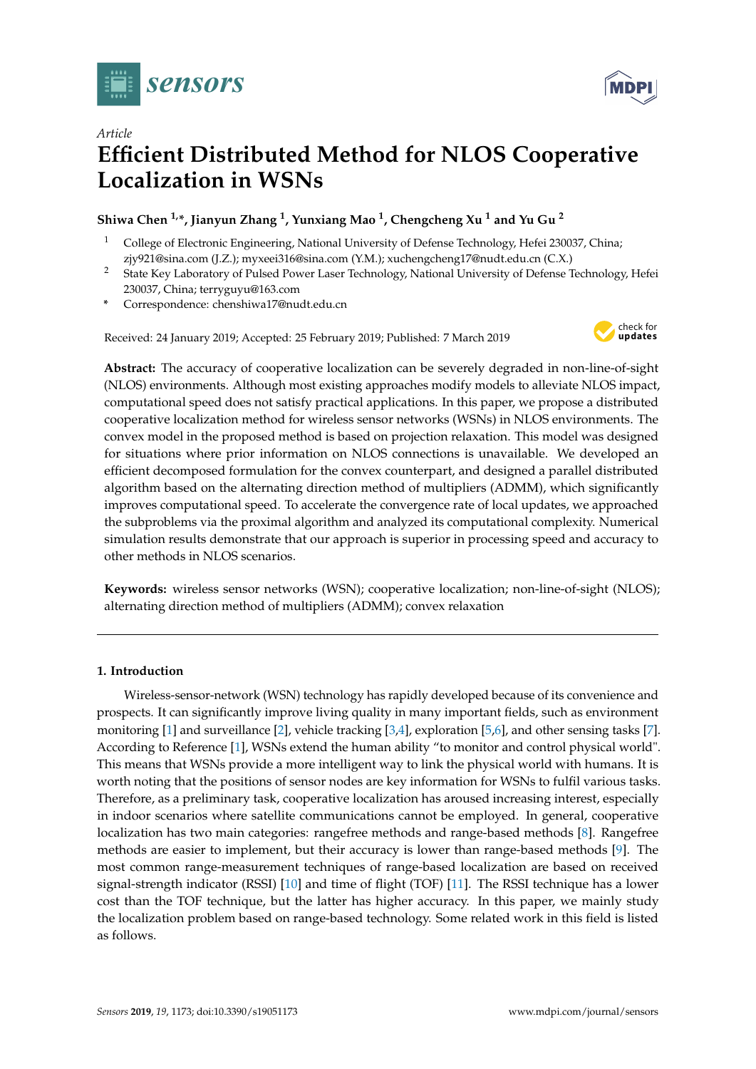*Article*

# Efficient Distributed Method for NLOS Cooperative Localization in WSNs

**Shiwa Chen [1,*], Jianyun Zhang [1], Yunxiang Mao [1], Chengcheng Xu [1] and Yu Gu [2]**

1 College of Electronic Engineering, National University of Defense Technology, Hefei 230037, China; zjy921@sina.com (J.Z.); myxeei316@sina.com (Y.M.); xuchengcheng17@nudt.edu.cn (C.X.)

2 State Key Laboratory of Pulsed Power Laser Technology, National University of Defense Technology, Hefei 230037, China; terryguyu@163.com

* Correspondence: chenshiwa17@nudt.edu.cn

Received: 24 January 2019; Accepted: 25 February 2019; Published: 7 March 2019

**Abstract:** The accuracy of cooperative localization can be severely degraded in non-line-of-sight (NLOS) environments. Although most existing approaches modify models to alleviate NLOS impact, computational speed does not satisfy practical applications. In this paper, we propose a distributed cooperative localization method for wireless sensor networks (WSNs) in NLOS environments. The convex model in the proposed method is based on projection relaxation. This model was designed for situations where prior information on NLOS connections is unavailable. We developed an efficient decomposed formulation for the convex counterpart, and designed a parallel distributed algorithm based on the alternating direction method of multipliers (ADMM), which significantly improves computational speed. To accelerate the convergence rate of local updates, we approached the subproblems via the proximal algorithm and analyzed its computational complexity. Numerical simulation results demonstrate that our approach is superior in processing speed and accuracy to other methods in NLOS scenarios.

**Keywords:** wireless sensor networks (WSN); cooperative localization; non-line-of-sight (NLOS); alternating direction method of multipliers (ADMM); convex relaxation

## 1. Introduction

Wireless-sensor-network (WSN) technology has rapidly developed because of its convenience and prospects. It can significantly improve living quality in many important fields, such as environment monitoring [1] and surveillance [2], vehicle tracking [3,4], exploration [5,6], and other sensing tasks [7]. According to Reference [1], WSNs extend the human ability "to monitor and control physical world". This means that WSNs provide a more intelligent way to link the physical world with humans. It is worth noting that the positions of sensor nodes are key information for WSNs to fulfil various tasks. Therefore, as a preliminary task, cooperative localization has aroused increasing interest, especially in indoor scenarios where satellite communications cannot be employed. In general, cooperative localization has two main categories: rangefree methods and range-based methods [8]. Rangefree methods are easier to implement, but their accuracy is lower than range-based methods [9]. The most common range-measurement techniques of range-based localization are based on received signal-strength indicator (RSSI) [10] and time of flight (TOF) [11]. The RSSI technique has a lower cost than the TOF technique, but the latter has higher accuracy. In this paper, we mainly study the localization problem based on range-based technology. Some related work in this field is listed as follows.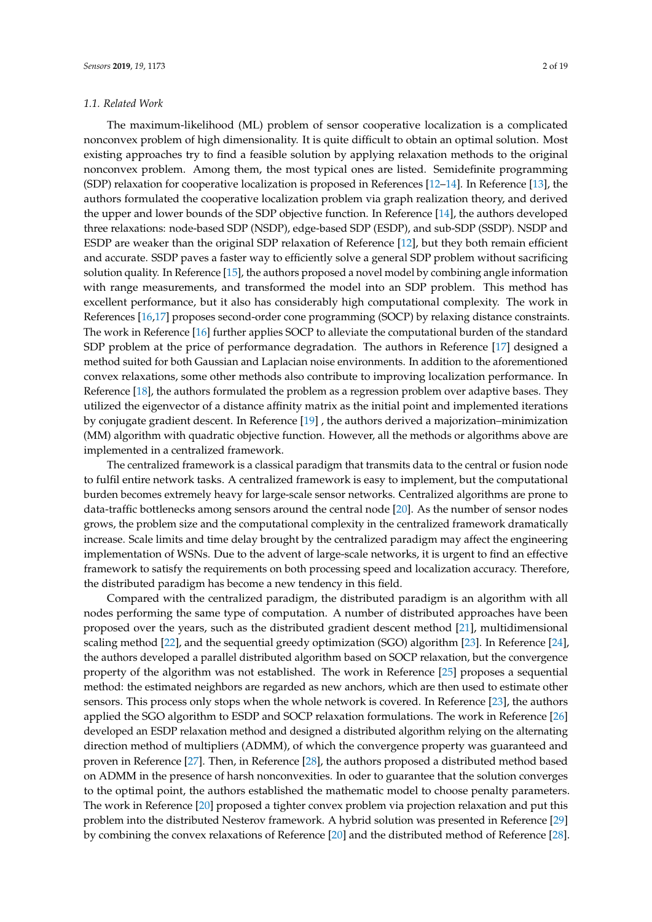### 1.1. Related Work

The maximum-likelihood (ML) problem of sensor cooperative localization is a complicated nonconvex problem of high dimensionality. It is quite difficult to obtain an optimal solution. Most existing approaches try to find a feasible solution by applying relaxation methods to the original nonconvex problem. Among them, the most typical ones are listed. Semidefinite programming (SDP) relaxation for cooperative localization is proposed in References [12–14]. In Reference [13], the authors formulated the cooperative localization problem via graph realization theory, and derived the upper and lower bounds of the SDP objective function. In Reference [14], the authors developed three relaxations: node-based SDP (NSDP), edge-based SDP (ESDP), and sub-SDP (SSDP). NSDP and ESDP are weaker than the original SDP relaxation of Reference [12], but they both remain efficient and accurate. SSDP paves a faster way to efficiently solve a general SDP problem without sacrificing solution quality. In Reference [15], the authors proposed a novel model by combining angle information with range measurements, and transformed the model into an SDP problem. This method has excellent performance, but it also has considerably high computational complexity. The work in References [16,17] proposes second-order cone programming (SOCP) by relaxing distance constraints. The work in Reference [16] further applies SOCP to alleviate the computational burden of the standard SDP problem at the price of performance degradation. The authors in Reference [17] designed a method suited for both Gaussian and Laplacian noise environments. In addition to the aforementioned convex relaxations, some other methods also contribute to improving localization performance. In Reference [18], the authors formulated the problem as a regression problem over adaptive bases. They utilized the eigenvector of a distance affinity matrix as the initial point and implemented iterations by conjugate gradient descent. In Reference [19] , the authors derived a majorization–minimization (MM) algorithm with quadratic objective function. However, all the methods or algorithms above are implemented in a centralized framework.

The centralized framework is a classical paradigm that transmits data to the central or fusion node to fulfil entire network tasks. A centralized framework is easy to implement, but the computational burden becomes extremely heavy for large-scale sensor networks. Centralized algorithms are prone to data-traffic bottlenecks among sensors around the central node [20]. As the number of sensor nodes grows, the problem size and the computational complexity in the centralized framework dramatically increase. Scale limits and time delay brought by the centralized paradigm may affect the engineering implementation of WSNs. Due to the advent of large-scale networks, it is urgent to find an effective framework to satisfy the requirements on both processing speed and localization accuracy. Therefore, the distributed paradigm has become a new tendency in this field.

Compared with the centralized paradigm, the distributed paradigm is an algorithm with all nodes performing the same type of computation. A number of distributed approaches have been proposed over the years, such as the distributed gradient descent method [21], multidimensional scaling method [22], and the sequential greedy optimization (SGO) algorithm [23]. In Reference [24], the authors developed a parallel distributed algorithm based on SOCP relaxation, but the convergence property of the algorithm was not established. The work in Reference [25] proposes a sequential method: the estimated neighbors are regarded as new anchors, which are then used to estimate other sensors. This process only stops when the whole network is covered. In Reference [23], the authors applied the SGO algorithm to ESDP and SOCP relaxation formulations. The work in Reference [26] developed an ESDP relaxation method and designed a distributed algorithm relying on the alternating direction method of multipliers (ADMM), of which the convergence property was guaranteed and proven in Reference [27]. Then, in Reference [28], the authors proposed a distributed method based on ADMM in the presence of harsh nonconvexities. In oder to guarantee that the solution converges to the optimal point, the authors established the mathematic model to choose penalty parameters. The work in Reference [20] proposed a tighter convex problem via projection relaxation and put this problem into the distributed Nesterov framework. A hybrid solution was presented in Reference [29] by combining the convex relaxations of Reference [20] and the distributed method of Reference [28].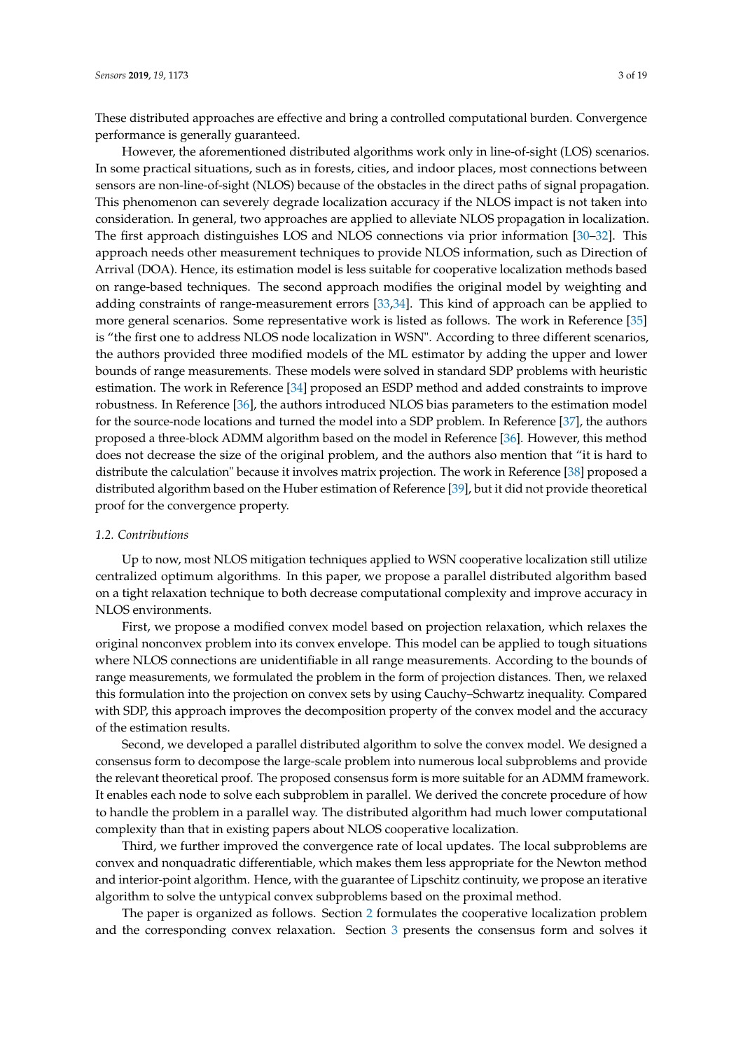These distributed approaches are effective and bring a controlled computational burden. Convergence performance is generally guaranteed.

However, the aforementioned distributed algorithms work only in line-of-sight (LOS) scenarios. In some practical situations, such as in forests, cities, and indoor places, most connections between sensors are non-line-of-sight (NLOS) because of the obstacles in the direct paths of signal propagation. This phenomenon can severely degrade localization accuracy if the NLOS impact is not taken into consideration. In general, two approaches are applied to alleviate NLOS propagation in localization. The first approach distinguishes LOS and NLOS connections via prior information [30–32]. This approach needs other measurement techniques to provide NLOS information, such as Direction of Arrival (DOA). Hence, its estimation model is less suitable for cooperative localization methods based on range-based techniques. The second approach modifies the original model by weighting and adding constraints of range-measurement errors [33,34]. This kind of approach can be applied to more general scenarios. Some representative work is listed as follows. The work in Reference [35] is "the first one to address NLOS node localization in WSN". According to three different scenarios, the authors provided three modified models of the ML estimator by adding the upper and lower bounds of range measurements. These models were solved in standard SDP problems with heuristic estimation. The work in Reference [34] proposed an ESDP method and added constraints to improve robustness. In Reference [36], the authors introduced NLOS bias parameters to the estimation model for the source-node locations and turned the model into a SDP problem. In Reference [37], the authors proposed a three-block ADMM algorithm based on the model in Reference [36]. However, this method does not decrease the size of the original problem, and the authors also mention that "it is hard to distribute the calculation" because it involves matrix projection. The work in Reference [38] proposed a distributed algorithm based on the Huber estimation of Reference [39], but it did not provide theoretical proof for the convergence property.

### *1.2. Contributions*

Up to now, most NLOS mitigation techniques applied to WSN cooperative localization still utilize centralized optimum algorithms. In this paper, we propose a parallel distributed algorithm based on a tight relaxation technique to both decrease computational complexity and improve accuracy in NLOS environments.

First, we propose a modified convex model based on projection relaxation, which relaxes the original nonconvex problem into its convex envelope. This model can be applied to tough situations where NLOS connections are unidentifiable in all range measurements. According to the bounds of range measurements, we formulated the problem in the form of projection distances. Then, we relaxed this formulation into the projection on convex sets by using Cauchy–Schwartz inequality. Compared with SDP, this approach improves the decomposition property of the convex model and the accuracy of the estimation results.

Second, we developed a parallel distributed algorithm to solve the convex model. We designed a consensus form to decompose the large-scale problem into numerous local subproblems and provide the relevant theoretical proof. The proposed consensus form is more suitable for an ADMM framework. It enables each node to solve each subproblem in parallel. We derived the concrete procedure of how to handle the problem in a parallel way. The distributed algorithm had much lower computational complexity than that in existing papers about NLOS cooperative localization.

Third, we further improved the convergence rate of local updates. The local subproblems are convex and nonquadratic differentiable, which makes them less appropriate for the Newton method and interior-point algorithm. Hence, with the guarantee of Lipschitz continuity, we propose an iterative algorithm to solve the untypical convex subproblems based on the proximal method.

The paper is organized as follows. Section 2 formulates the cooperative localization problem and the corresponding convex relaxation. Section 3 presents the consensus form and solves it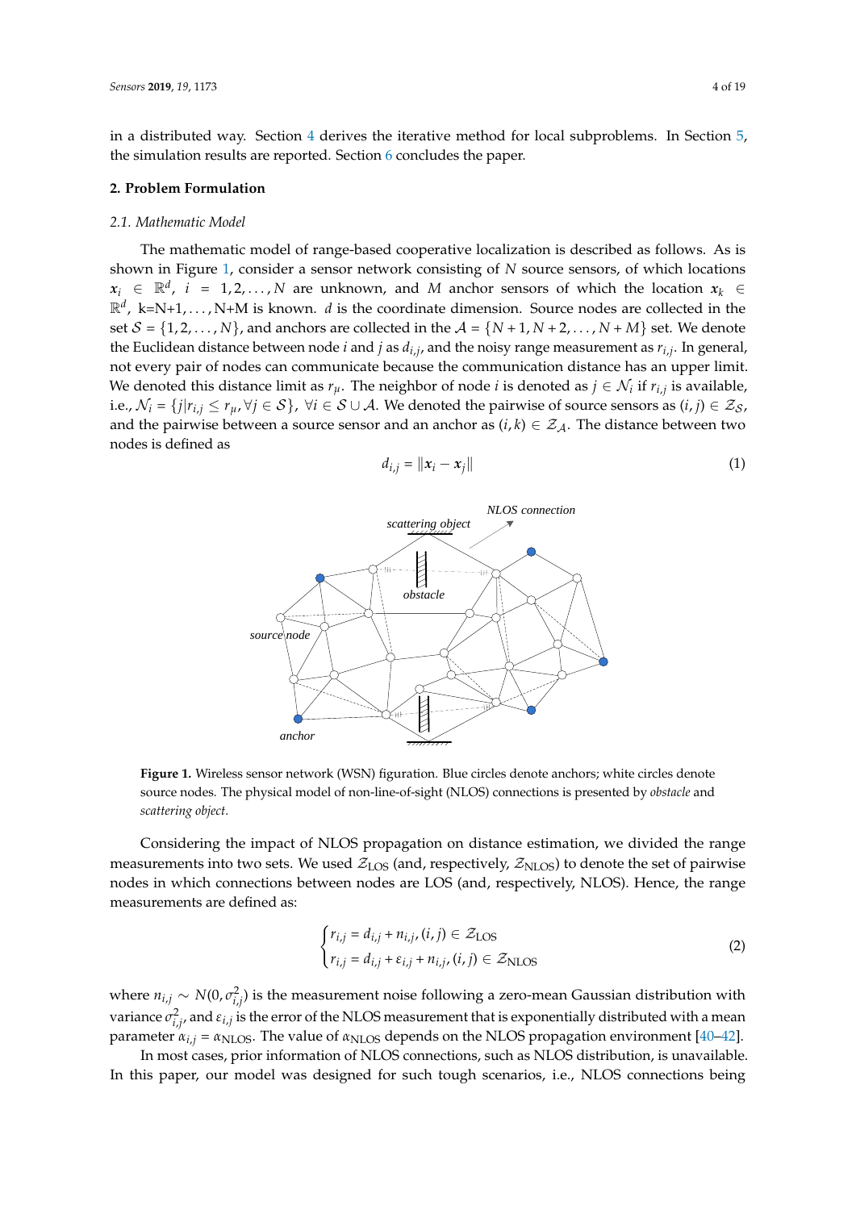in a distributed way. Section 4 derives the iterative method for local subproblems. In Section 5, the simulation results are reported. Section 6 concludes the paper.

## 2. Problem Formulation

### 2.1. Mathematic Model

The mathematic model of range-based cooperative localization is described as follows. As is shown in Figure 1, consider a sensor network consisting of $N$ source sensors, of which locations $\boldsymbol{x}_i \in \mathbb{R}^d$, $i = 1, 2, \ldots, N$ are unknown, and $M$ anchor sensors of which the location $\boldsymbol{x}_k \in \mathbb{R}^d$, k=N+1, . . . , N+M is known. $d$ is the coordinate dimension. Source nodes are collected in the set $\mathcal{S} = \{1, 2, \ldots, N\}$, and anchors are collected in the $\mathcal{A} = \{N+1, N+2, \ldots, N+M\}$ set. We denote the Euclidean distance between node $i$ and $j$ as $d_{i,j}$, and the noisy range measurement as $r_{i,j}$. In general, not every pair of nodes can communicate because the communication distance has an upper limit. We denoted this distance limit as $r_\mu$. The neighbor of node $i$ is denoted as $j \in \mathcal{N}_i$ if $r_{i,j}$ is available, i.e., $\mathcal{N}_i = \{j | r_{i,j} \leq r_\mu, \forall j \in \mathcal{S}\}$, $\forall i \in \mathcal{S} \cup \mathcal{A}$. We denoted the pairwise of source sensors as $(i,j) \in \mathcal{Z}_\mathcal{S}$, and the pairwise between a source sensor and an anchor as $(i,k) \in \mathcal{Z}_\mathcal{A}$. The distance between two nodes is defined as

$$d_{i,j} = \|\boldsymbol{x}_i - \boldsymbol{x}_j\| \tag{1}$$

**Figure 1.** Wireless sensor network (WSN) figuration. Blue circles denote anchors; white circles denote source nodes. The physical model of non-line-of-sight (NLOS) connections is presented by *obstacle* and *scattering object*.

Considering the impact of NLOS propagation on distance estimation, we divided the range measurements into two sets. We used $\mathcal{Z}_{\text{LOS}}$ (and, respectively, $\mathcal{Z}_{\text{NLOS}}$) to denote the set of pairwise nodes in which connections between nodes are LOS (and, respectively, NLOS). Hence, the range measurements are defined as:

$$\begin{cases} r_{i,j} = d_{i,j} + n_{i,j}, (i,j) \in \mathcal{Z}_{\text{LOS}} \\ r_{i,j} = d_{i,j} + \varepsilon_{i,j} + n_{i,j}, (i,j) \in \mathcal{Z}_{\text{NLOS}} \end{cases} \tag{2}$$

where $n_{i,j} \sim N(0, \sigma_{i,j}^2)$ is the measurement noise following a zero-mean Gaussian distribution with variance $\sigma_{i,j}^2$, and $\varepsilon_{i,j}$ is the error of the NLOS measurement that is exponentially distributed with a mean parameter $\alpha_{i,j} = \alpha_{\text{NLOS}}$. The value of $\alpha_{\text{NLOS}}$ depends on the NLOS propagation environment [40–42].

In most cases, prior information of NLOS connections, such as NLOS distribution, is unavailable. In this paper, our model was designed for such tough scenarios, i.e., NLOS connections being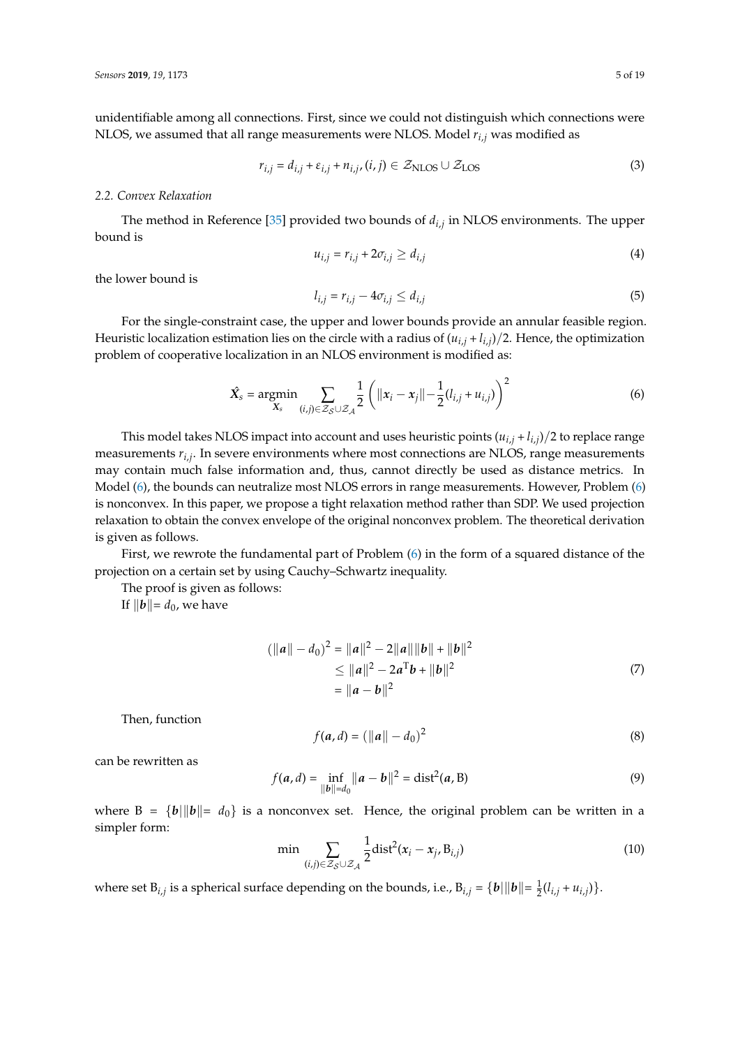unidentifiable among all connections. First, since we could not distinguish which connections were NLOS, we assumed that all range measurements were NLOS. Model $r_{i,j}$ was modified as

$$r_{i,j} = d_{i,j} + \varepsilon_{i,j} + n_{i,j}, (i,j) \in \mathcal{Z}_{\text{NLOS}} \cup \mathcal{Z}_{\text{LOS}} \tag{3}$$

### 2.2. Convex Relaxation

The method in Reference [35] provided two bounds of $d_{i,j}$ in NLOS environments. The upper bound is

$$u_{i,j} = r_{i,j} + 2\sigma_{i,j} \geq d_{i,j} \tag{4}$$

the lower bound is

$$l_{i,j} = r_{i,j} - 4\sigma_{i,j} \leq d_{i,j} \tag{5}$$

For the single-constraint case, the upper and lower bounds provide an annular feasible region. Heuristic localization estimation lies on the circle with a radius of $(u_{i,j} + l_{i,j})/2$. Hence, the optimization problem of cooperative localization in an NLOS environment is modified as:

$$\hat{\boldsymbol{X}}_s = \underset{\boldsymbol{X}_s}{\operatorname{argmin}} \sum_{(i,j)\in \mathcal{Z}_{\mathcal{S}} \cup \mathcal{Z}_{\mathcal{A}}} \frac{1}{2} \left( \|\boldsymbol{x}_i - \boldsymbol{x}_j\| - \frac{1}{2}(l_{i,j} + u_{i,j}) \right)^2 \tag{6}$$

This model takes NLOS impact into account and uses heuristic points $(u_{i,j} + l_{i,j})/2$ to replace range measurements $r_{i,j}$. In severe environments where most connections are NLOS, range measurements may contain much false information and, thus, cannot directly be used as distance metrics. In Model (6), the bounds can neutralize most NLOS errors in range measurements. However, Problem (6) is nonconvex. In this paper, we propose a tight relaxation method rather than SDP. We used projection relaxation to obtain the convex envelope of the original nonconvex problem. The theoretical derivation is given as follows.

First, we rewrote the fundamental part of Problem (6) in the form of a squared distance of the projection on a certain set by using Cauchy–Schwartz inequality.

The proof is given as follows:

If $\|\boldsymbol{b}\| = d_0$, we have

$$\begin{aligned} (\|\boldsymbol{a}\| - d_0)^2 &= \|\boldsymbol{a}\|^2 - 2\|\boldsymbol{a}\|\|\boldsymbol{b}\| + \|\boldsymbol{b}\|^2 \\ &\leq \|\boldsymbol{a}\|^2 - 2\boldsymbol{a}^{\mathrm{T}}\boldsymbol{b} + \|\boldsymbol{b}\|^2 \\ &= \|\boldsymbol{a} - \boldsymbol{b}\|^2 \end{aligned} \tag{7}$$

Then, function

$$f(\boldsymbol{a}, d) = (\|\boldsymbol{a}\| - d_0)^2 \tag{8}$$

can be rewritten as

$$f(\boldsymbol{a}, d) = \inf_{\|\boldsymbol{b}\| = d_0} \|\boldsymbol{a} - \boldsymbol{b}\|^2 = \text{dist}^2(\boldsymbol{a}, \text{B}) \tag{9}$$

where $\text{B} = \{\boldsymbol{b} | \|\boldsymbol{b}\| = d_0\}$ is a nonconvex set. Hence, the original problem can be written in a simpler form:

$$\min \sum_{(i,j)\in \mathcal{Z}_{\mathcal{S}} \cup \mathcal{Z}_{\mathcal{A}}} \frac{1}{2} \text{dist}^2(\boldsymbol{x}_i - \boldsymbol{x}_j, \text{B}_{i,j}) \tag{10}$$

where set $\text{B}_{i,j}$ is a spherical surface depending on the bounds, i.e., $\text{B}_{i,j} = \{\boldsymbol{b} | \|\boldsymbol{b}\| = \frac{1}{2}(l_{i,j} + u_{i,j})\}$.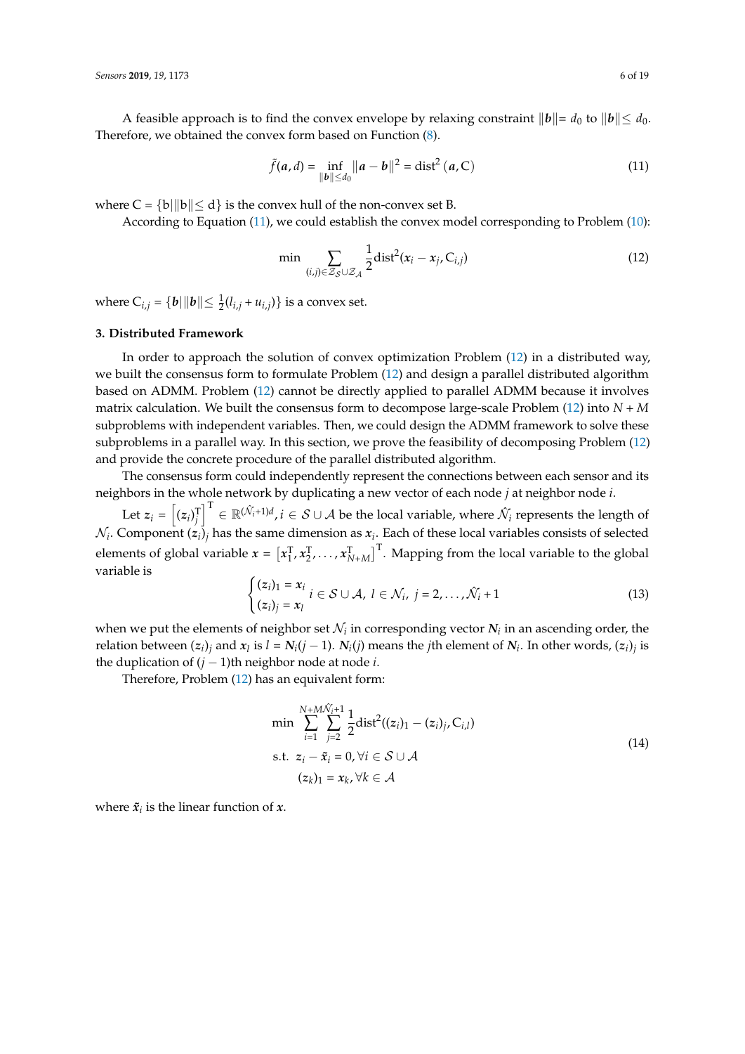A feasible approach is to find the convex envelope by relaxing constraint $\|\boldsymbol{b}\| = d_0$ to $\|\boldsymbol{b}\| \leq d_0$. Therefore, we obtained the convex form based on Function (8).

$$\tilde{f}(\boldsymbol{a}, d) = \inf_{\|\boldsymbol{b}\| \leq d_0} \|\boldsymbol{a} - \boldsymbol{b}\|^2 = \text{dist}^2(\boldsymbol{a}, \text{C}) \tag{11}$$

where $\text{C} = \{\text{b} | \|\text{b}\| \leq \text{d}\}$ is the convex hull of the non-convex set B.

According to Equation (11), we could establish the convex model corresponding to Problem (10):

$$\min \sum_{(i,j) \in \mathcal{Z}_{\mathcal{S}} \cup \mathcal{Z}_{\mathcal{A}}} \frac{1}{2} \text{dist}^2(\boldsymbol{x}_i - \boldsymbol{x}_j, \text{C}_{i,j}) \tag{12}$$

where $\text{C}_{i,j} = \{\boldsymbol{b} | \|\boldsymbol{b}\| \leq \frac{1}{2}(l_{i,j} + u_{i,j})\}$ is a convex set.

## 3. Distributed Framework

In order to approach the solution of convex optimization Problem (12) in a distributed way, we built the consensus form to formulate Problem (12) and design a parallel distributed algorithm based on ADMM. Problem (12) cannot be directly applied to parallel ADMM because it involves matrix calculation. We built the consensus form to decompose large-scale Problem (12) into $N + M$ subproblems with independent variables. Then, we could design the ADMM framework to solve these subproblems in a parallel way. In this section, we prove the feasibility of decomposing Problem (12) and provide the concrete procedure of the parallel distributed algorithm.

The consensus form could independently represent the connections between each sensor and its neighbors in the whole network by duplicating a new vector of each node $j$ at neighbor node $i$.

Let $\boldsymbol{z}_i = \left[(\boldsymbol{z}_i)_j^{\text{T}}\right]^{\text{T}} \in \mathbb{R}^{(\hat{\mathcal{N}_i}+1)d}, i \in \mathcal{S} \cup \mathcal{A}$ be the local variable, where $\hat{\mathcal{N}_i}$ represents the length of $\mathcal{N}_i$. Component $(\boldsymbol{z}_i)_j$ has the same dimension as $\boldsymbol{x}_i$. Each of these local variables consists of selected elements of global variable $\boldsymbol{x} = \left[\boldsymbol{x}_1^{\text{T}}, \boldsymbol{x}_2^{\text{T}}, \ldots, \boldsymbol{x}_{N+M}^{\text{T}}\right]^{\text{T}}$. Mapping from the local variable to the global variable is

$$\begin{cases} (\boldsymbol{z}_i)_1 = \boldsymbol{x}_i \\ (\boldsymbol{z}_i)_j = \boldsymbol{x}_l \end{cases} i \in \mathcal{S} \cup \mathcal{A},\ l \in \mathcal{N}_i,\ j = 2, \ldots, \hat{\mathcal{N}_i} + 1 \tag{13}$$

when we put the elements of neighbor set $\mathcal{N}_i$ in corresponding vector $\boldsymbol{N}_i$ in an ascending order, the relation between $(\boldsymbol{z}_i)_j$ and $\boldsymbol{x}_l$ is $l = \boldsymbol{N}_i(j-1)$. $\boldsymbol{N}_i(j)$ means the $j$th element of $\boldsymbol{N}_i$. In other words, $(\boldsymbol{z}_i)_j$ is the duplication of $(j-1)$th neighbor node at node $i$.

Therefore, Problem (12) has an equivalent form:

$$\begin{aligned} \min \ & \sum_{i=1}^{N+M} \sum_{j=2}^{\hat{\mathcal{N}_i}+1} \frac{1}{2} \text{dist}^2((\boldsymbol{z}_i)_1 - (\boldsymbol{z}_i)_j, \text{C}_{i,l}) \\ \text{s.t.} \ & \boldsymbol{z}_i - \tilde{\boldsymbol{x}}_i = 0, \forall i \in \mathcal{S} \cup \mathcal{A} \\ & (\boldsymbol{z}_k)_1 = \boldsymbol{x}_k, \forall k \in \mathcal{A} \end{aligned} \tag{14}$$

where $\tilde{\boldsymbol{x}}_i$ is the linear function of $\boldsymbol{x}$.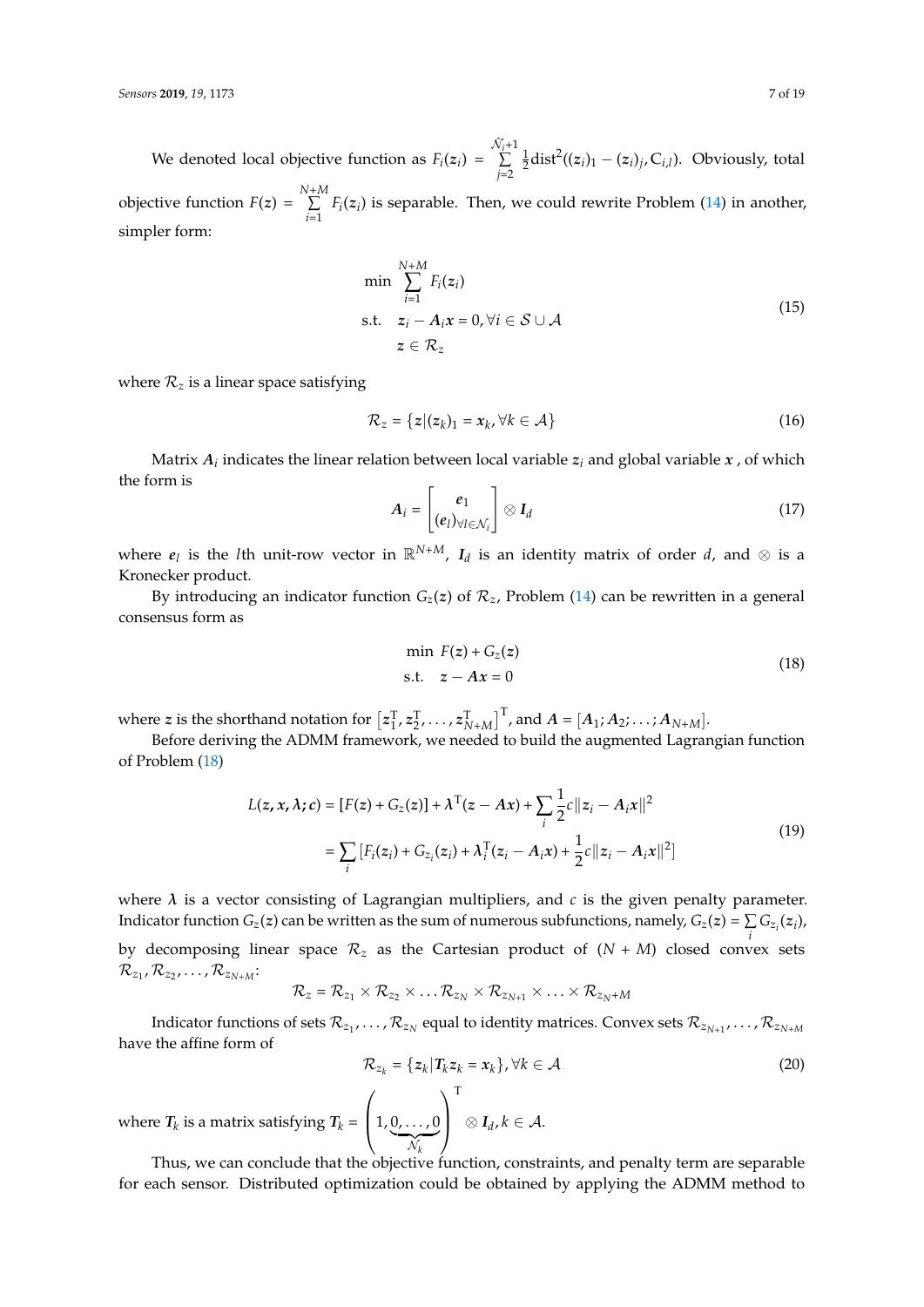We denoted local objective function as $F_i(\boldsymbol{z}_i) = \sum_{j=2}^{\mathcal{N}_i+1} \frac{1}{2}\text{dist}^2((\boldsymbol{z}_i)_1 - (\boldsymbol{z}_i)_j, C_{i,l})$. Obviously, total objective function $F(\boldsymbol{z}) = \sum_{i=1}^{N+M} F_i(\boldsymbol{z}_i)$ is separable. Then, we could rewrite Problem (14) in another, simpler form:

$$
\begin{aligned}
\min \ & \sum_{i=1}^{N+M} F_i(\boldsymbol{z}_i) \\
\text{s.t.} \ \ & \boldsymbol{z}_i - \boldsymbol{A}_i \boldsymbol{x} = 0, \forall i \in \mathcal{S} \cup \mathcal{A} \\
& \boldsymbol{z} \in \mathcal{R}_z
\end{aligned}
\tag{15}
$$

where $\mathcal{R}_z$ is a linear space satisfying

$$
\mathcal{R}_z = \{\boldsymbol{z} | (\boldsymbol{z}_k)_1 = \boldsymbol{x}_k, \forall k \in \mathcal{A}\}
\tag{16}
$$

Matrix $\boldsymbol{A}_i$ indicates the linear relation between local variable $\boldsymbol{z}_i$ and global variable $\boldsymbol{x}$ , of which the form is

$$
\boldsymbol{A}_i = \begin{bmatrix} \boldsymbol{e}_1 \\ (\boldsymbol{e}_l)_{\forall l \in \mathcal{N}_i} \end{bmatrix} \otimes \boldsymbol{I}_d
\tag{17}
$$

where $\boldsymbol{e}_l$ is the $l$th unit-row vector in $\mathbb{R}^{N+M}$, $\boldsymbol{I}_d$ is an identity matrix of order $d$, and $\otimes$ is a Kronecker product.

By introducing an indicator function $G_z(\boldsymbol{z})$ of $\mathcal{R}_z$, Problem (14) can be rewritten in a general consensus form as

$$
\begin{aligned}
\min \ & F(\boldsymbol{z}) + G_z(\boldsymbol{z}) \\
\text{s.t.} \ \ & \boldsymbol{z} - \boldsymbol{A}\boldsymbol{x} = 0
\end{aligned}
\tag{18}
$$

where $\boldsymbol{z}$ is the shorthand notation for $\left[\boldsymbol{z}_1^{\mathrm{T}}, \boldsymbol{z}_2^{\mathrm{T}}, \ldots, \boldsymbol{z}_{N+M}^{\mathrm{T}}\right]^{\mathrm{T}}$, and $\boldsymbol{A} = [\boldsymbol{A}_1; \boldsymbol{A}_2; \ldots; \boldsymbol{A}_{N+M}]$.

Before deriving the ADMM framework, we needed to build the augmented Lagrangian function of Problem (18)

$$
\begin{aligned}
L(\boldsymbol{z}, \boldsymbol{x}, \boldsymbol{\lambda}; c) &= [F(\boldsymbol{z}) + G_z(\boldsymbol{z})] + \boldsymbol{\lambda}^{\mathrm{T}}(\boldsymbol{z} - \boldsymbol{A}\boldsymbol{x}) + \sum_i \frac{1}{2} c \|\boldsymbol{z}_i - \boldsymbol{A}_i \boldsymbol{x}\|^2 \\
&= \sum_i \left[F_i(\boldsymbol{z}_i) + G_{z_i}(\boldsymbol{z}_i) + \boldsymbol{\lambda}_i^{\mathrm{T}}(\boldsymbol{z}_i - \boldsymbol{A}_i \boldsymbol{x}) + \frac{1}{2} c \|\boldsymbol{z}_i - \boldsymbol{A}_i \boldsymbol{x}\|^2\right]
\end{aligned}
\tag{19}
$$

where $\boldsymbol{\lambda}$ is a vector consisting of Lagrangian multipliers, and $c$ is the given penalty parameter. Indicator function $G_z(\boldsymbol{z})$ can be written as the sum of numerous subfunctions, namely, $G_z(\boldsymbol{z}) = \sum_i G_{z_i}(\boldsymbol{z}_i)$, by decomposing linear space $\mathcal{R}_z$ as the Cartesian product of $(N+M)$ closed convex sets $\mathcal{R}_{z_1}, \mathcal{R}_{z_2}, \ldots, \mathcal{R}_{z_{N+M}}$:

$$
\mathcal{R}_z = \mathcal{R}_{z_1} \times \mathcal{R}_{z_2} \times \ldots \mathcal{R}_{z_N} \times \mathcal{R}_{z_{N+1}} \times \ldots \times \mathcal{R}_{z_{N+M}}
$$

Indicator functions of sets $\mathcal{R}_{z_1}, \ldots, \mathcal{R}_{z_N}$ equal to identity matrices. Convex sets $\mathcal{R}_{z_{N+1}}, \ldots, \mathcal{R}_{z_{N+M}}$ have the affine form of

$$
\mathcal{R}_{z_k} = \{\boldsymbol{z}_k | \boldsymbol{T}_k \boldsymbol{z}_k = \boldsymbol{x}_k\}, \forall k \in \mathcal{A}
\tag{20}
$$

where $\boldsymbol{T}_k$ is a matrix satisfying $\boldsymbol{T}_k = \Bigg(1, \underbrace{0, \ldots, 0}_{\mathcal{N}_k}\Bigg)^{\mathrm{T}} \otimes \boldsymbol{I}_d, k \in \mathcal{A}$.

Thus, we can conclude that the objective function, constraints, and penalty term are separable for each sensor. Distributed optimization could be obtained by applying the ADMM method to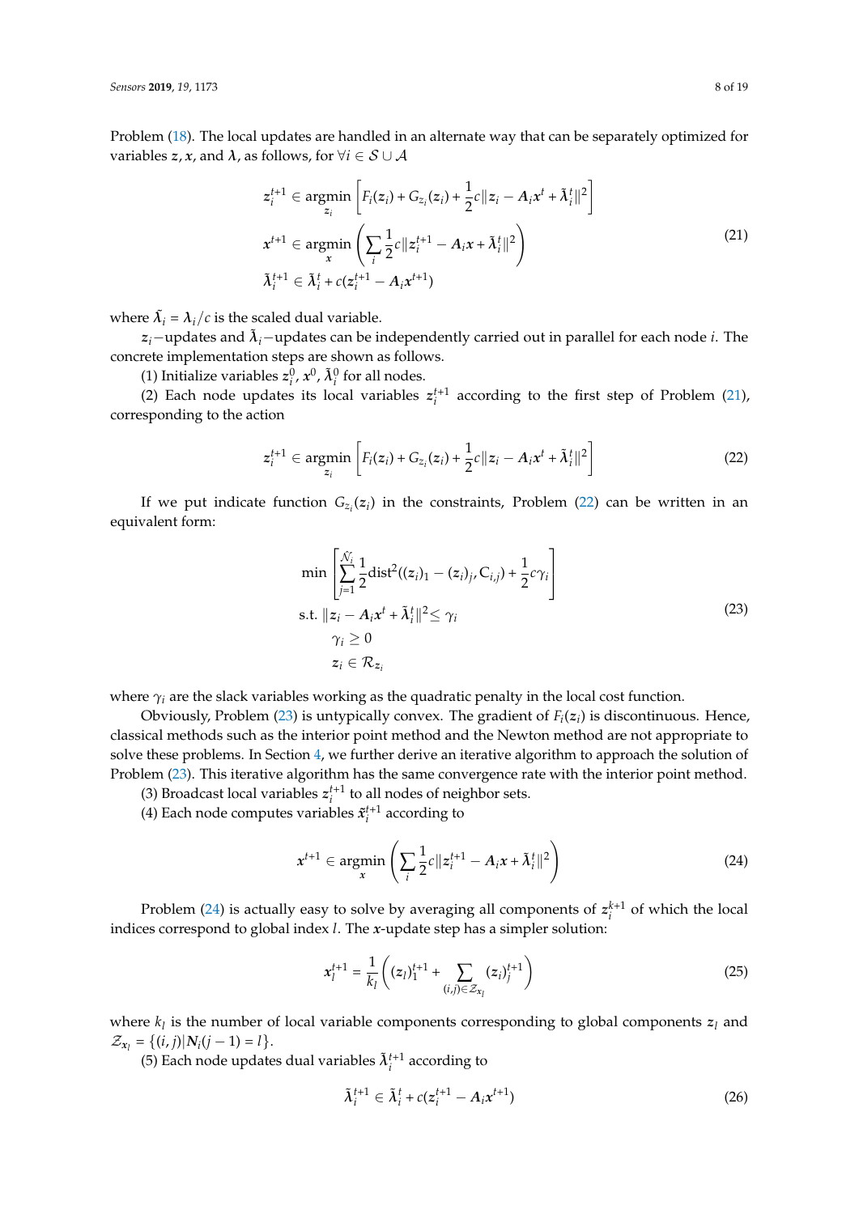Problem (18). The local updates are handled in an alternate way that can be separately optimized for variables $\boldsymbol{z}, \boldsymbol{x}$, and $\boldsymbol{\lambda}$, as follows, for $\forall i \in \mathcal{S} \cup \mathcal{A}$

$$
\begin{aligned}
&\boldsymbol{z}_i^{t+1} \in \underset{\boldsymbol{z}_i}{\operatorname{argmin}} \left[ F_i(\boldsymbol{z}_i) + G_{z_i}(\boldsymbol{z}_i) + \frac{1}{2} c \|\boldsymbol{z}_i - \boldsymbol{A}_i \boldsymbol{x}^t + \tilde{\boldsymbol{\lambda}}_i^t\|^2 \right] \\
&\boldsymbol{x}^{t+1} \in \underset{\boldsymbol{x}}{\operatorname{argmin}} \left( \sum_i \frac{1}{2} c \|\boldsymbol{z}_i^{t+1} - \boldsymbol{A}_i \boldsymbol{x} + \tilde{\boldsymbol{\lambda}}_i^t\|^2 \right) \\
&\tilde{\boldsymbol{\lambda}}_i^{t+1} \in \tilde{\boldsymbol{\lambda}}_i^t + c(\boldsymbol{z}_i^{t+1} - \boldsymbol{A}_i \boldsymbol{x}^{t+1})
\end{aligned}
\tag{21}
$$

where $\tilde{\boldsymbol{\lambda}}_i = \boldsymbol{\lambda}_i / c$ is the scaled dual variable.

$\boldsymbol{z}_i$−updates and $\tilde{\boldsymbol{\lambda}}_i$−updates can be independently carried out in parallel for each node $i$. The concrete implementation steps are shown as follows.

(1) Initialize variables $\boldsymbol{z}_i^0$, $\boldsymbol{x}^0$, $\tilde{\boldsymbol{\lambda}}_i^0$ for all nodes.

(2) Each node updates its local variables $\boldsymbol{z}_i^{t+1}$ according to the first step of Problem (21), corresponding to the action

$$
\boldsymbol{z}_i^{t+1} \in \underset{\boldsymbol{z}_i}{\operatorname{argmin}} \left[ F_i(\boldsymbol{z}_i) + G_{z_i}(\boldsymbol{z}_i) + \frac{1}{2} c \|\boldsymbol{z}_i - \boldsymbol{A}_i \boldsymbol{x}^t + \tilde{\boldsymbol{\lambda}}_i^t\|^2 \right]
\tag{22}
$$

If we put indicate function $G_{z_i}(\boldsymbol{z}_i)$ in the constraints, Problem (22) can be written in an equivalent form:

$$
\begin{aligned}
\min \;& \left[ \sum_{j=1}^{\mathcal{N}_i} \frac{1}{2} \operatorname{dist}^2((\boldsymbol{z}_i)_1 - (\boldsymbol{z}_i)_j, \mathrm{C}_{i,j}) + \frac{1}{2} c \gamma_i \right] \\
\text{s.t.} \;& \|\boldsymbol{z}_i - \boldsymbol{A}_i \boldsymbol{x}^t + \tilde{\boldsymbol{\lambda}}_i^t\|^2 \leq \gamma_i \\
& \gamma_i \geq 0 \\
& \boldsymbol{z}_i \in \mathcal{R}_{z_i}
\end{aligned}
\tag{23}
$$

where $\gamma_i$ are the slack variables working as the quadratic penalty in the local cost function.

Obviously, Problem (23) is untypically convex. The gradient of $F_i(\boldsymbol{z}_i)$ is discontinuous. Hence, classical methods such as the interior point method and the Newton method are not appropriate to solve these problems. In Section 4, we further derive an iterative algorithm to approach the solution of Problem (23). This iterative algorithm has the same convergence rate with the interior point method.

(3) Broadcast local variables $\boldsymbol{z}_i^{t+1}$ to all nodes of neighbor sets.

(4) Each node computes variables $\tilde{\boldsymbol{x}}_i^{t+1}$ according to

$$
\boldsymbol{x}^{t+1} \in \underset{\boldsymbol{x}}{\operatorname{argmin}} \left( \sum_i \frac{1}{2} c \|\boldsymbol{z}_i^{t+1} - \boldsymbol{A}_i \boldsymbol{x} + \tilde{\boldsymbol{\lambda}}_i^t\|^2 \right)
\tag{24}
$$

Problem (24) is actually easy to solve by averaging all components of $\boldsymbol{z}_i^{k+1}$ of which the local indices correspond to global index $l$. The $\boldsymbol{x}$-update step has a simpler solution:

$$
\boldsymbol{x}_l^{t+1} = \frac{1}{k_l} \left( (\boldsymbol{z}_l)_1^{t+1} + \sum_{(i,j) \in \mathcal{Z}_{x_l}} (\boldsymbol{z}_i)_j^{t+1} \right)
\tag{25}
$$

where $k_l$ is the number of local variable components corresponding to global components $\boldsymbol{z}_l$ and $\mathcal{Z}_{x_l} = \{(i,j) | \boldsymbol{N}_i(j-1) = l\}$.

(5) Each node updates dual variables $\tilde{\boldsymbol{\lambda}}_i^{t+1}$ according to

$$
\tilde{\boldsymbol{\lambda}}_i^{t+1} \in \tilde{\boldsymbol{\lambda}}_i^t + c(\boldsymbol{z}_i^{t+1} - \boldsymbol{A}_i \boldsymbol{x}^{t+1})
\tag{26}
$$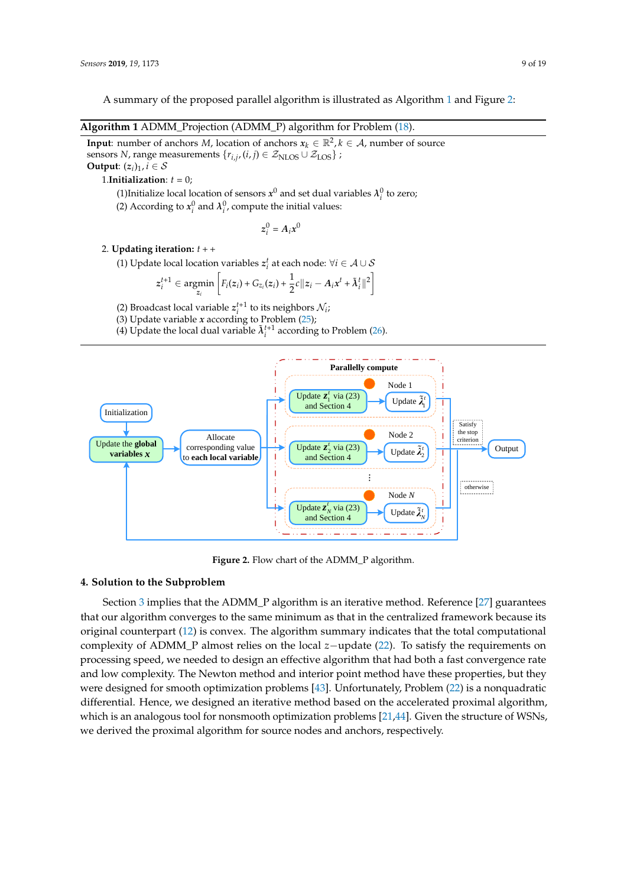A summary of the proposed parallel algorithm is illustrated as Algorithm 1 and Figure 2:

**Algorithm 1** ADMM_Projection (ADMM_P) algorithm for Problem (18).

**Input**: number of anchors $M$, location of anchors $\boldsymbol{x}_k \in \mathbb{R}^2, k \in \mathcal{A}$, number of source sensors $N$, range measurements $\{r_{i,j}, (i,j) \in \mathcal{Z}_{\text{NLOS}} \cup \mathcal{Z}_{\text{LOS}}\}$ ;
**Output**: $(z_i)_1, i \in \mathcal{S}$

1.**Initialization**: $t = 0$;

(1)Initialize local location of sensors $\boldsymbol{x}^0$ and set dual variables $\lambda_i^0$ to zero;

(2) According to $x_i^0$ and $\lambda_i^0$, compute the initial values:

$$z_i^0 = \boldsymbol{A}_i \boldsymbol{x}^0$$

2. **Updating iteration:** $t++$

(1) Update local location variables $z_i^t$ at each node: $\forall i \in \mathcal{A} \cup \mathcal{S}$

$$z_i^{t+1} \in \underset{z_i}{\text{argmin}} \left[ F_i(z_i) + G_{z_i}(z_i) + \frac{1}{2} c \| z_i - \boldsymbol{A}_i \boldsymbol{x}^t + \tilde{\lambda}_i^t \|^2 \right]$$

(2) Broadcast local variable $z_i^{t+1}$ to its neighbors $\mathcal{N}_i$;

(3) Update variable $\boldsymbol{x}$ according to Problem (25);

(4) Update the local dual variable $\tilde{\lambda}_i^{t+1}$ according to Problem (26).

**Figure 2.** Flow chart of the ADMM_P algorithm.

## 4. Solution to the Subproblem

Section 3 implies that the ADMM_P algorithm is an iterative method. Reference [27] guarantees that our algorithm converges to the same minimum as that in the centralized framework because its original counterpart (12) is convex. The algorithm summary indicates that the total computational complexity of ADMM_P almost relies on the local $z$−update (22). To satisfy the requirements on processing speed, we needed to design an effective algorithm that had both a fast convergence rate and low complexity. The Newton method and interior point method have these properties, but they were designed for smooth optimization problems [43]. Unfortunately, Problem (22) is a nonquadratic differential. Hence, we designed an iterative method based on the accelerated proximal algorithm, which is an analogous tool for nonsmooth optimization problems [21,44]. Given the structure of WSNs, we derived the proximal algorithm for source nodes and anchors, respectively.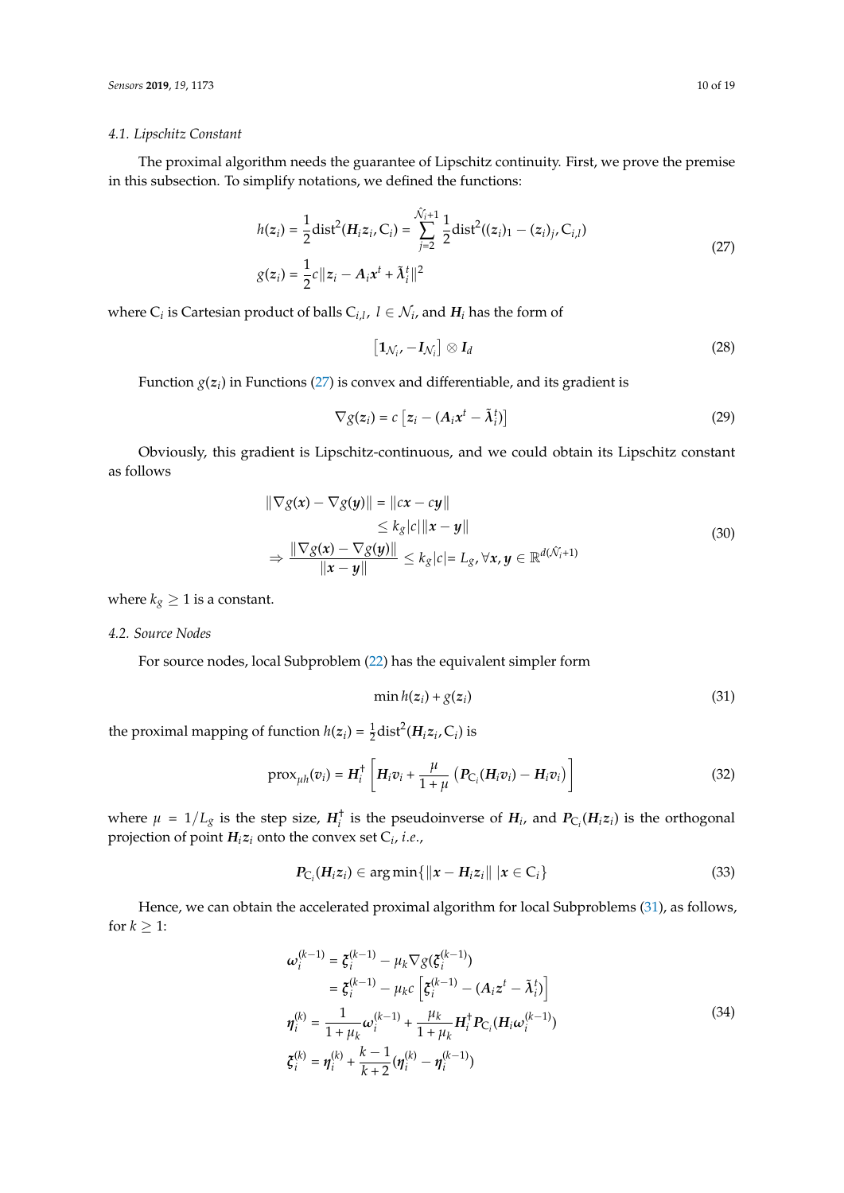### 4.1. Lipschitz Constant

The proximal algorithm needs the guarantee of Lipschitz continuity. First, we prove the premise in this subsection. To simplify notations, we defined the functions:

$$
\begin{aligned}
h(\boldsymbol{z}_i) &= \frac{1}{2}\mathrm{dist}^2(\boldsymbol{H}_i\boldsymbol{z}_i, \mathrm{C}_i) = \sum_{j=2}^{\hat{\mathcal{N}}_i+1} \frac{1}{2}\mathrm{dist}^2((\boldsymbol{z}_i)_1 - (\boldsymbol{z}_i)_j, \mathrm{C}_{i,l}) \\
g(\boldsymbol{z}_i) &= \frac{1}{2}c\|\boldsymbol{z}_i - \boldsymbol{A}_i\boldsymbol{x}^t + \tilde{\boldsymbol{\lambda}}_i^t\|^2
\end{aligned} \tag{27}
$$

where $\mathrm{C}_i$ is Cartesian product of balls $\mathrm{C}_{i,l}$, $l \in \mathcal{N}_i$, and $\boldsymbol{H}_i$ has the form of

$$
\left[\boldsymbol{1}_{\mathcal{N}_i}, -\boldsymbol{I}_{\mathcal{N}_i}\right] \otimes \boldsymbol{I}_d \tag{28}
$$

Function $g(\boldsymbol{z}_i)$ in Functions (27) is convex and differentiable, and its gradient is

$$
\nabla g(\boldsymbol{z}_i) = c\left[\boldsymbol{z}_i - (\boldsymbol{A}_i\boldsymbol{x}^t - \tilde{\boldsymbol{\lambda}}_i^t)\right] \tag{29}
$$

Obviously, this gradient is Lipschitz-continuous, and we could obtain its Lipschitz constant as follows

$$
\begin{aligned}
\|\nabla g(\boldsymbol{x}) - \nabla g(\boldsymbol{y})\| &= \|c\boldsymbol{x} - c\boldsymbol{y}\| \\
&\leq k_g|c|\|\boldsymbol{x} - \boldsymbol{y}\| \\
\Rightarrow \frac{\|\nabla g(\boldsymbol{x}) - \nabla g(\boldsymbol{y})\|}{\|\boldsymbol{x} - \boldsymbol{y}\|} &\leq k_g|c| = L_g, \forall \boldsymbol{x}, \boldsymbol{y} \in \mathbb{R}^{d(\hat{\mathcal{N}}_i+1)}
\end{aligned} \tag{30}
$$

where $k_g \geq 1$ is a constant.

### 4.2. Source Nodes

For source nodes, local Subproblem (22) has the equivalent simpler form

$$
\min h(\boldsymbol{z}_i) + g(\boldsymbol{z}_i) \tag{31}
$$

the proximal mapping of function $h(\boldsymbol{z}_i) = \frac{1}{2}\mathrm{dist}^2(\boldsymbol{H}_i\boldsymbol{z}_i, \mathrm{C}_i)$ is

$$
\mathrm{prox}_{\mu h}(\boldsymbol{v}_i) = \boldsymbol{H}_i^{\dagger}\left[\boldsymbol{H}_i\boldsymbol{v}_i + \frac{\mu}{1+\mu}\left(\boldsymbol{P}_{\mathrm{C}_i}(\boldsymbol{H}_i\boldsymbol{v}_i) - \boldsymbol{H}_i\boldsymbol{v}_i\right)\right] \tag{32}
$$

where $\mu = 1/L_g$ is the step size, $\boldsymbol{H}_i^{\dagger}$ is the pseudoinverse of $\boldsymbol{H}_i$, and $\boldsymbol{P}_{\mathrm{C}_i}(\boldsymbol{H}_i\boldsymbol{z}_i)$ is the orthogonal projection of point $\boldsymbol{H}_i\boldsymbol{z}_i$ onto the convex set $\mathrm{C}_i$, *i.e.*,

$$
\boldsymbol{P}_{\mathrm{C}_i}(\boldsymbol{H}_i\boldsymbol{z}_i) \in \arg\min\{\|\boldsymbol{x} - \boldsymbol{H}_i\boldsymbol{z}_i\| \;|\boldsymbol{x} \in \mathrm{C}_i\} \tag{33}
$$

Hence, we can obtain the accelerated proximal algorithm for local Subproblems (31), as follows, for $k \geq 1$:

$$
\begin{aligned}
\boldsymbol{\omega}_i^{(k-1)} &= \boldsymbol{\xi}_i^{(k-1)} - \mu_k\nabla g(\boldsymbol{\xi}_i^{(k-1)}) \\
&= \boldsymbol{\xi}_i^{(k-1)} - \mu_k c\left[\boldsymbol{\xi}_i^{(k-1)} - (\boldsymbol{A}_i\boldsymbol{z}^t - \tilde{\boldsymbol{\lambda}}_i^t)\right] \\
\boldsymbol{\eta}_i^{(k)} &= \frac{1}{1+\mu_k}\boldsymbol{\omega}_i^{(k-1)} + \frac{\mu_k}{1+\mu_k}\boldsymbol{H}_i^{\dagger}\boldsymbol{P}_{\mathrm{C}_i}(\boldsymbol{H}_i\boldsymbol{\omega}_i^{(k-1)}) \\
\boldsymbol{\xi}_i^{(k)} &= \boldsymbol{\eta}_i^{(k)} + \frac{k-1}{k+2}(\boldsymbol{\eta}_i^{(k)} - \boldsymbol{\eta}_i^{(k-1)})
\end{aligned} \tag{34}
$$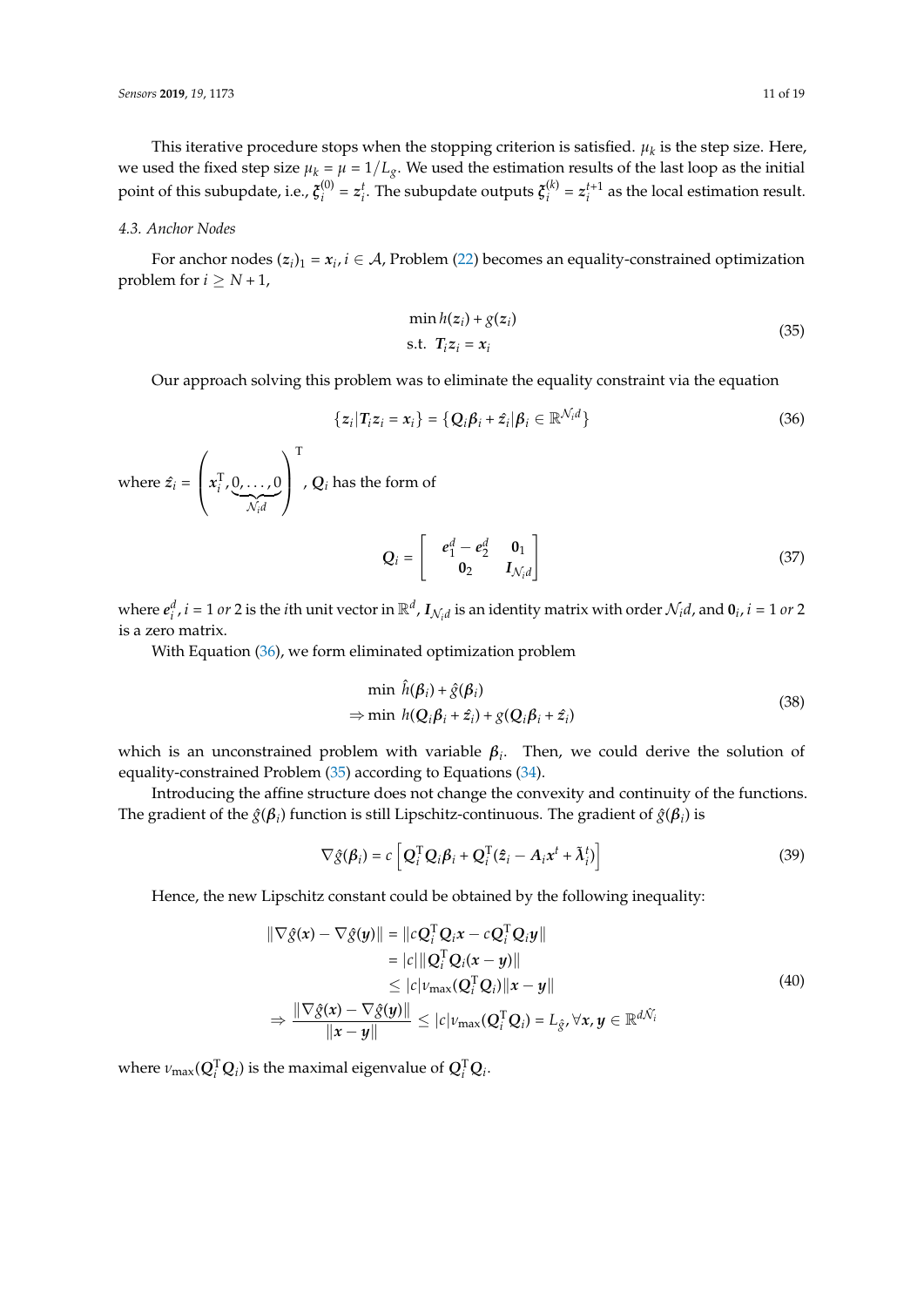This iterative procedure stops when the stopping criterion is satisfied. $\mu_k$ is the step size. Here, we used the fixed step size $\mu_k = \mu = 1/L_g$. We used the estimation results of the last loop as the initial point of this subupdate, i.e., $\boldsymbol{\xi}_i^{(0)} = \boldsymbol{z}_i^t$. The subupdate outputs $\boldsymbol{\xi}_i^{(k)} = \boldsymbol{z}_i^{t+1}$ as the local estimation result.

### 4.3. Anchor Nodes

For anchor nodes $(\boldsymbol{z}_i)_1 = \boldsymbol{x}_i, i \in \mathcal{A}$, Problem (22) becomes an equality-constrained optimization problem for $i \geq N+1$,

$$
\begin{aligned}
&\min h(\boldsymbol{z}_i) + g(\boldsymbol{z}_i) \\
&\text{s.t. } \boldsymbol{T}_i \boldsymbol{z}_i = \boldsymbol{x}_i
\end{aligned}
\tag{35}
$$

Our approach solving this problem was to eliminate the equality constraint via the equation

$$
\{\boldsymbol{z}_i | \boldsymbol{T}_i \boldsymbol{z}_i = \boldsymbol{x}_i\} = \{\boldsymbol{Q}_i \boldsymbol{\beta}_i + \hat{\boldsymbol{z}}_i | \boldsymbol{\beta}_i \in \mathbb{R}^{\mathcal{N}_i d}\}
\tag{36}
$$

where $\hat{\boldsymbol{z}}_i = \left( \boldsymbol{x}_i^{\mathrm{T}}, \underbrace{0, \ldots, 0}_{\mathcal{N}_i d} \right)^{\mathrm{T}}$, $\boldsymbol{Q}_i$ has the form of

$$
\boldsymbol{Q}_i = \begin{bmatrix} \boldsymbol{e}_1^d - \boldsymbol{e}_2^d & \boldsymbol{0}_1 \\ \boldsymbol{0}_2 & \boldsymbol{I}_{\mathcal{N}_i d} \end{bmatrix}
\tag{37}
$$

where $\boldsymbol{e}_i^d, i = 1 \text{ or } 2$ is the $i$th unit vector in $\mathbb{R}^d$, $\boldsymbol{I}_{\mathcal{N}_i d}$ is an identity matrix with order $\mathcal{N}_i d$, and $\boldsymbol{0}_i, i = 1 \text{ or } 2$ is a zero matrix.

With Equation (36), we form eliminated optimization problem

$$
\begin{aligned}
&\min \; \hat{h}(\boldsymbol{\beta}_i) + \hat{g}(\boldsymbol{\beta}_i) \\
\Rightarrow &\min \; h(\boldsymbol{Q}_i \boldsymbol{\beta}_i + \hat{\boldsymbol{z}}_i) + g(\boldsymbol{Q}_i \boldsymbol{\beta}_i + \hat{\boldsymbol{z}}_i)
\end{aligned}
\tag{38}
$$

which is an unconstrained problem with variable $\boldsymbol{\beta}_i$. Then, we could derive the solution of equality-constrained Problem (35) according to Equations (34).

Introducing the affine structure does not change the convexity and continuity of the functions. The gradient of the $\hat{g}(\boldsymbol{\beta}_i)$ function is still Lipschitz-continuous. The gradient of $\hat{g}(\boldsymbol{\beta}_i)$ is

$$
\nabla \hat{g}(\boldsymbol{\beta}_i) = c \left[ \boldsymbol{Q}_i^{\mathrm{T}} \boldsymbol{Q}_i \boldsymbol{\beta}_i + \boldsymbol{Q}_i^{\mathrm{T}} (\hat{\boldsymbol{z}}_i - \boldsymbol{A}_i \boldsymbol{x}^t + \tilde{\boldsymbol{\lambda}}_i^t) \right]
\tag{39}
$$

Hence, the new Lipschitz constant could be obtained by the following inequality:

$$
\begin{aligned}
\|\nabla \hat{g}(\boldsymbol{x}) - \nabla \hat{g}(\boldsymbol{y})\| &= \|c \boldsymbol{Q}_i^{\mathrm{T}} \boldsymbol{Q}_i \boldsymbol{x} - c \boldsymbol{Q}_i^{\mathrm{T}} \boldsymbol{Q}_i \boldsymbol{y}\| \\
&= |c| \|\boldsymbol{Q}_i^{\mathrm{T}} \boldsymbol{Q}_i (\boldsymbol{x} - \boldsymbol{y})\| \\
&\leq |c| \nu_{\max}(\boldsymbol{Q}_i^{\mathrm{T}} \boldsymbol{Q}_i) \|\boldsymbol{x} - \boldsymbol{y}\| \\
\Rightarrow \frac{\|\nabla \hat{g}(\boldsymbol{x}) - \nabla \hat{g}(\boldsymbol{y})\|}{\|\boldsymbol{x} - \boldsymbol{y}\|} &\leq |c| \nu_{\max}(\boldsymbol{Q}_i^{\mathrm{T}} \boldsymbol{Q}_i) = L_{\hat{g}}, \forall \boldsymbol{x}, \boldsymbol{y} \in \mathbb{R}^{d\hat{\mathcal{N}}_i}
\end{aligned}
\tag{40}
$$

where $\nu_{\max}(\boldsymbol{Q}_i^{\mathrm{T}} \boldsymbol{Q}_i)$ is the maximal eigenvalue of $\boldsymbol{Q}_i^{\mathrm{T}} \boldsymbol{Q}_i$.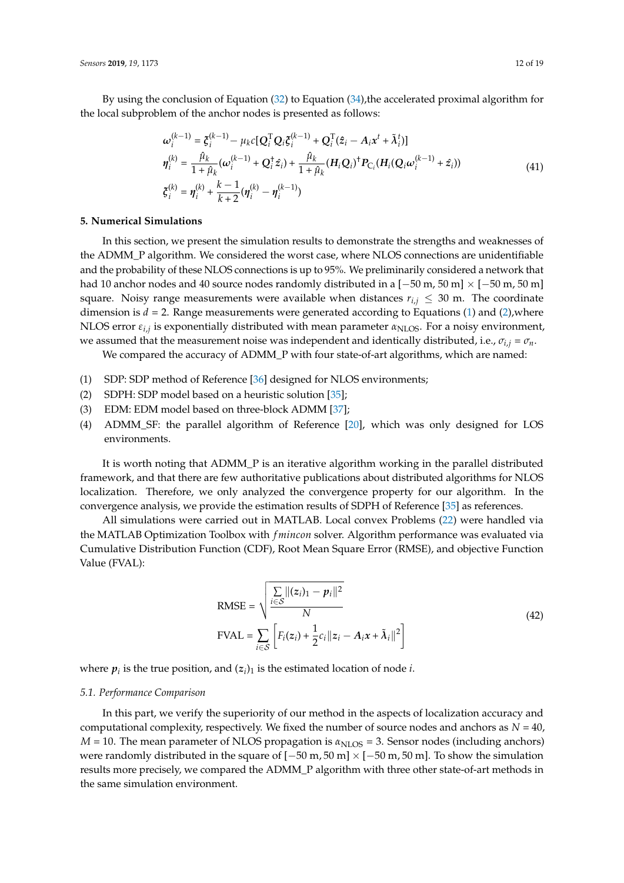By using the conclusion of Equation (32) to Equation (34),the accelerated proximal algorithm for the local subproblem of the anchor nodes is presented as follows:

$$
\begin{aligned}
\boldsymbol{\omega}_i^{(k-1)} &= \boldsymbol{\xi}_i^{(k-1)} - \mu_k c[\boldsymbol{Q}_i^{\mathrm{T}}\boldsymbol{Q}_i\boldsymbol{\xi}_i^{(k-1)} + \boldsymbol{Q}_i^{\mathrm{T}}(\hat{\boldsymbol{z}}_i - \boldsymbol{A}_i\boldsymbol{x}^t + \tilde{\boldsymbol{\lambda}}_i^t)] \\
\boldsymbol{\eta}_i^{(k)} &= \frac{\hat{\mu}_k}{1+\hat{\mu}_k}(\boldsymbol{\omega}_i^{(k-1)} + \boldsymbol{Q}_i^{\dagger}\hat{\boldsymbol{z}}_i) + \frac{\hat{\mu}_k}{1+\hat{\mu}_k}(\boldsymbol{H}_i\boldsymbol{Q}_i)^{\dagger}\boldsymbol{P}_{\mathrm{C}_i}(\boldsymbol{H}_i(\boldsymbol{Q}_i\boldsymbol{\omega}_i^{(k-1)} + \hat{\boldsymbol{z}}_i)) \\
\boldsymbol{\xi}_i^{(k)} &= \boldsymbol{\eta}_i^{(k)} + \frac{k-1}{k+2}(\boldsymbol{\eta}_i^{(k)} - \boldsymbol{\eta}_i^{(k-1)})
\end{aligned}
\tag{41}
$$

## 5. Numerical Simulations

In this section, we present the simulation results to demonstrate the strengths and weaknesses of the ADMM_P algorithm. We considered the worst case, where NLOS connections are unidentifiable and the probability of these NLOS connections is up to 95%. We preliminarily considered a network that had 10 anchor nodes and 40 source nodes randomly distributed in a $[-50\text{ m}, 50\text{ m}] \times [-50\text{ m}, 50\text{ m}]$ square. Noisy range measurements were available when distances $r_{i,j} \leq 30$ m. The coordinate dimension is $d = 2$. Range measurements were generated according to Equations (1) and (2),where NLOS error $\varepsilon_{i,j}$ is exponentially distributed with mean parameter $\alpha_{\mathrm{NLOS}}$. For a noisy environment, we assumed that the measurement noise was independent and identically distributed, i.e., $\sigma_{i,j} = \sigma_n$.

We compared the accuracy of ADMM_P with four state-of-art algorithms, which are named:

(1) SDP: SDP method of Reference [36] designed for NLOS environments;
(2) SDPH: SDP model based on a heuristic solution [35];
(3) EDM: EDM model based on three-block ADMM [37];
(4) ADMM_SF: the parallel algorithm of Reference [20], which was only designed for LOS environments.

It is worth noting that ADMM_P is an iterative algorithm working in the parallel distributed framework, and that there are few authoritative publications about distributed algorithms for NLOS localization. Therefore, we only analyzed the convergence property for our algorithm. In the convergence analysis, we provide the estimation results of SDPH of Reference [35] as references.

All simulations were carried out in MATLAB. Local convex Problems (22) were handled via the MATLAB Optimization Toolbox with *fmincon* solver. Algorithm performance was evaluated via Cumulative Distribution Function (CDF), Root Mean Square Error (RMSE), and objective Function Value (FVAL):

$$
\begin{aligned}
\mathrm{RMSE} &= \sqrt{\frac{\sum_{i\in\mathcal{S}} \|(\boldsymbol{z}_i)_1 - \boldsymbol{p}_i\|^2}{N}} \\
\mathrm{FVAL} &= \sum_{i\in\mathcal{S}} \left[ F_i(\boldsymbol{z}_i) + \frac{1}{2}c_i\|\boldsymbol{z}_i - \boldsymbol{A}_i\boldsymbol{x} + \tilde{\boldsymbol{\lambda}}_i\|^2 \right]
\end{aligned}
\tag{42}
$$

where $\boldsymbol{p}_i$ is the true position, and $(\boldsymbol{z}_i)_1$ is the estimated location of node $i$.

### 5.1. Performance Comparison

In this part, we verify the superiority of our method in the aspects of localization accuracy and computational complexity, respectively. We fixed the number of source nodes and anchors as $N = 40$, $M = 10$. The mean parameter of NLOS propagation is $\alpha_{\mathrm{NLOS}} = 3$. Sensor nodes (including anchors) were randomly distributed in the square of $[-50\text{ m}, 50\text{ m}] \times [-50\text{ m}, 50\text{ m}]$. To show the simulation results more precisely, we compared the ADMM_P algorithm with three other state-of-art methods in the same simulation environment.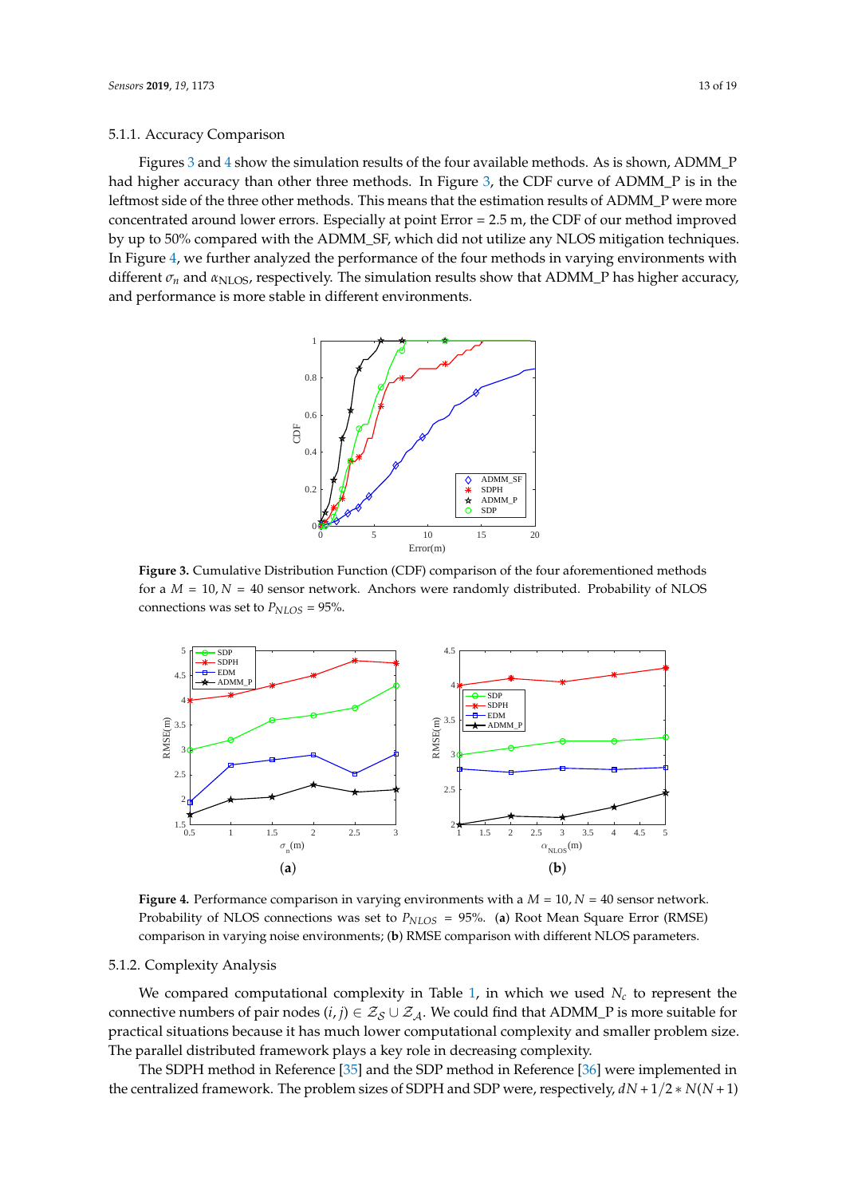#### 5.1.1. Accuracy Comparison

Figures 3 and 4 show the simulation results of the four available methods. As is shown, ADMM_P had higher accuracy than other three methods. In Figure 3, the CDF curve of ADMM_P is in the leftmost side of the three other methods. This means that the estimation results of ADMM_P were more concentrated around lower errors. Especially at point Error = 2.5 m, the CDF of our method improved by up to 50% compared with the ADMM_SF, which did not utilize any NLOS mitigation techniques. In Figure 4, we further analyzed the performance of the four methods in varying environments with different $\sigma_n$ and $\alpha_{\text{NLOS}}$, respectively. The simulation results show that ADMM_P has higher accuracy, and performance is more stable in different environments.

**Figure 3.** Cumulative Distribution Function (CDF) comparison of the four aforementioned methods for a $M = 10, N = 40$ sensor network. Anchors were randomly distributed. Probability of NLOS connections was set to $P_{NLOS} = 95\%$.

**Figure 4.** Performance comparison in varying environments with a $M = 10, N = 40$ sensor network. Probability of NLOS connections was set to $P_{NLOS} = 95\%$. (**a**) Root Mean Square Error (RMSE) comparison in varying noise environments; (**b**) RMSE comparison with different NLOS parameters.

#### 5.1.2. Complexity Analysis

We compared computational complexity in Table 1, in which we used $N_c$ to represent the connective numbers of pair nodes $(i, j) \in \mathcal{Z}_\mathcal{S} \cup \mathcal{Z}_\mathcal{A}$. We could find that ADMM_P is more suitable for practical situations because it has much lower computational complexity and smaller problem size. The parallel distributed framework plays a key role in decreasing complexity.

The SDPH method in Reference [35] and the SDP method in Reference [36] were implemented in the centralized framework. The problem sizes of SDPH and SDP were, respectively, $dN + 1/2 * N(N + 1)$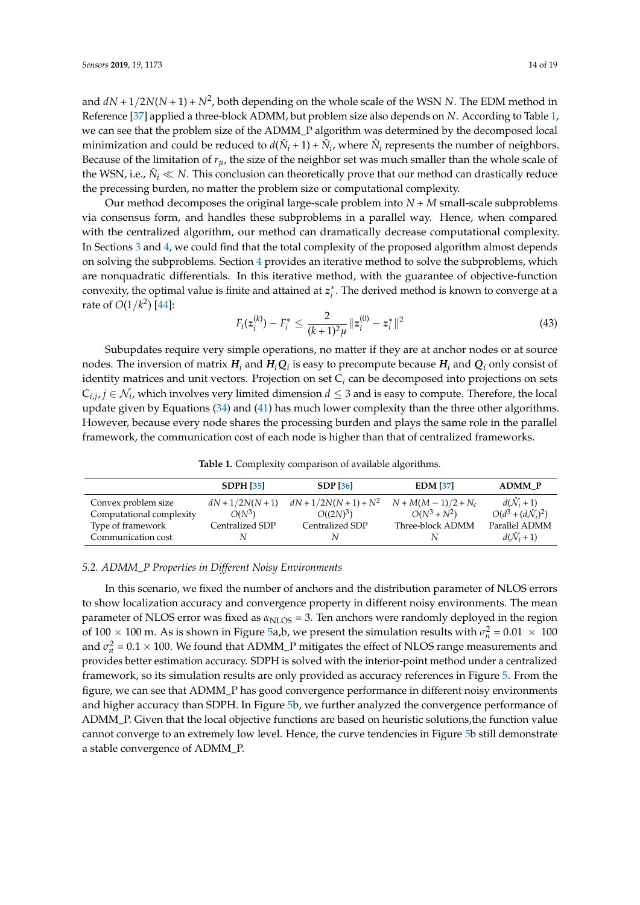and $dN + 1/2N(N+1) + N^2$, both depending on the whole scale of the WSN $N$. The EDM method in Reference [37] applied a three-block ADMM, but problem size also depends on $N$. According to Table 1, we can see that the problem size of the ADMM_P algorithm was determined by the decomposed local minimization and could be reduced to $d(\hat{N}_i + 1) + \hat{N}_i$, where $\hat{N}_i$ represents the number of neighbors. Because of the limitation of $r_\mu$, the size of the neighbor set was much smaller than the whole scale of the WSN, i.e., $\hat{N}_i \ll N$. This conclusion can theoretically prove that our method can drastically reduce the precessing burden, no matter the problem size or computational complexity.

Our method decomposes the original large-scale problem into $N + M$ small-scale subproblems via consensus form, and handles these subproblems in a parallel way. Hence, when compared with the centralized algorithm, our method can dramatically decrease computational complexity. In Sections 3 and 4, we could find that the total complexity of the proposed algorithm almost depends on solving the subproblems. Section 4 provides an iterative method to solve the subproblems, which are nonquadratic differentials. In this iterative method, with the guarantee of objective-function convexity, the optimal value is finite and attained at $z_i^*$. The derived method is known to converge at a rate of $O(1/k^2)$ [44]:

$$F_i(z_i^{(k)}) - F_i^* \le \frac{2}{(k+1)^2\mu}\|z_i^{(0)} - z_i^*\|^2 \tag{43}$$

Subupdates require very simple operations, no matter if they are at anchor nodes or at source nodes. The inversion of matrix $\boldsymbol{H}_i$ and $\boldsymbol{H}_i\boldsymbol{Q}_i$ is easy to precompute because $\boldsymbol{H}_i$ and $\boldsymbol{Q}_i$ only consist of identity matrices and unit vectors. Projection on set $C_i$ can be decomposed into projections on sets $C_{i,j}, j \in \mathcal{N}_i$, which involves very limited dimension $d \le 3$ and is easy to compute. Therefore, the local update given by Equations (34) and (41) has much lower complexity than the three other algorithms. However, because every node shares the processing burden and plays the same role in the parallel framework, the communication cost of each node is higher than that of centralized frameworks.

**Table 1.** Complexity comparison of available algorithms.

| | **SDPH [35]** | **SDP [36]** | **EDM [37]** | **ADMM_P** |
|---|---|---|---|---|
| Convex problem size | $dN + 1/2N(N+1)$ | $dN + 1/2N(N+1) + N^2$ | $N + M(M-1)/2 + N_c$ | $d(\hat{\mathcal{N}}_i + 1)$ |
| Computational complexity | $O(N^3)$ | $O((2N)^3)$ | $O(N^3 + N^2)$ | $O(d^3 + (d\hat{\mathcal{N}}_i)^2)$ |
| Type of framework | Centralized SDP | Centralized SDP | Three-block ADMM | Parallel ADMM |
| Communication cost | $N$ | $N$ | $N$ | $d(\hat{\mathcal{N}}_i + 1)$ |

### 5.2. ADMM_P Properties in Different Noisy Environments

In this scenario, we fixed the number of anchors and the distribution parameter of NLOS errors to show localization accuracy and convergence property in different noisy environments. The mean parameter of NLOS error was fixed as $\alpha_{\mathrm{NLOS}} = 3$. Ten anchors were randomly deployed in the region of $100 \times 100$ m. As is shown in Figure 5a,b, we present the simulation results with $\sigma_n^2 = 0.01 \times 100$ and $\sigma_n^2 = 0.1 \times 100$. We found that ADMM_P mitigates the effect of NLOS range measurements and provides better estimation accuracy. SDPH is solved with the interior-point method under a centralized framework, so its simulation results are only provided as accuracy references in Figure 5. From the figure, we can see that ADMM_P has good convergence performance in different noisy environments and higher accuracy than SDPH. In Figure 5b, we further analyzed the convergence performance of ADMM_P. Given that the local objective functions are based on heuristic solutions,the function value cannot converge to an extremely low level. Hence, the curve tendencies in Figure 5b still demonstrate a stable convergence of ADMM_P.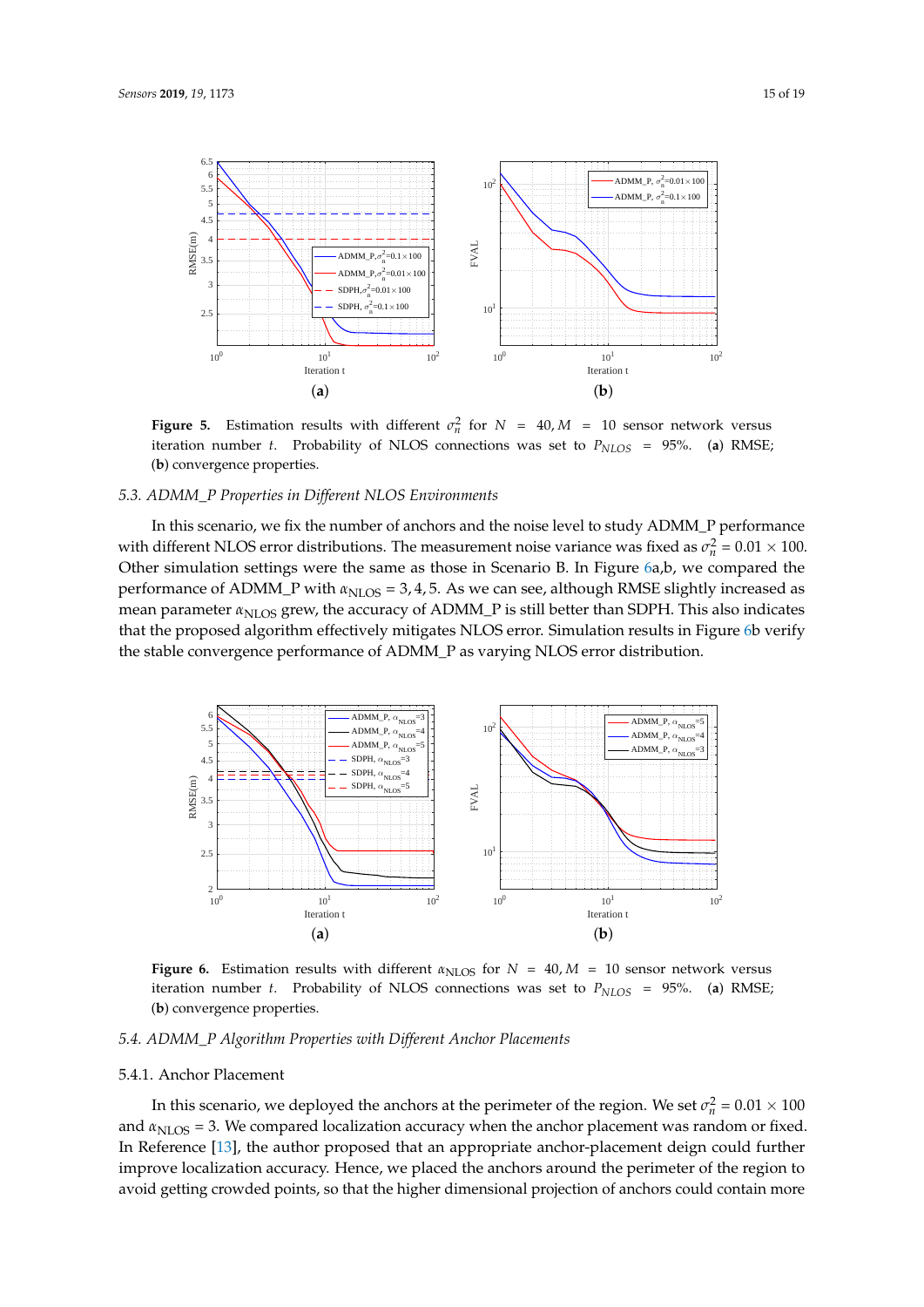**Figure 5.** Estimation results with different $\sigma_n^2$ for $N = 40, M = 10$ sensor network versus iteration number $t$. Probability of NLOS connections was set to $P_{NLOS} = 95\%$. (**a**) RMSE; (**b**) convergence properties.

### 5.3. ADMM_P Properties in Different NLOS Environments

In this scenario, we fix the number of anchors and the noise level to study ADMM_P performance with different NLOS error distributions. The measurement noise variance was fixed as $\sigma_n^2 = 0.01 \times 100$. Other simulation settings were the same as those in Scenario B. In Figure 6a,b, we compared the performance of ADMM_P with $\alpha_{\text{NLOS}} = 3, 4, 5$. As we can see, although RMSE slightly increased as mean parameter $\alpha_{\text{NLOS}}$ grew, the accuracy of ADMM_P is still better than SDPH. This also indicates that the proposed algorithm effectively mitigates NLOS error. Simulation results in Figure 6b verify the stable convergence performance of ADMM_P as varying NLOS error distribution.

**Figure 6.** Estimation results with different $\alpha_{\text{NLOS}}$ for $N = 40, M = 10$ sensor network versus iteration number $t$. Probability of NLOS connections was set to $P_{NLOS} = 95\%$. (**a**) RMSE; (**b**) convergence properties.

### 5.4. ADMM_P Algorithm Properties with Different Anchor Placements

#### 5.4.1. Anchor Placement

In this scenario, we deployed the anchors at the perimeter of the region. We set $\sigma_n^2 = 0.01 \times 100$ and $\alpha_{\text{NLOS}} = 3$. We compared localization accuracy when the anchor placement was random or fixed. In Reference [13], the author proposed that an appropriate anchor-placement deign could further improve localization accuracy. Hence, we placed the anchors around the perimeter of the region to avoid getting crowded points, so that the higher dimensional projection of anchors could contain more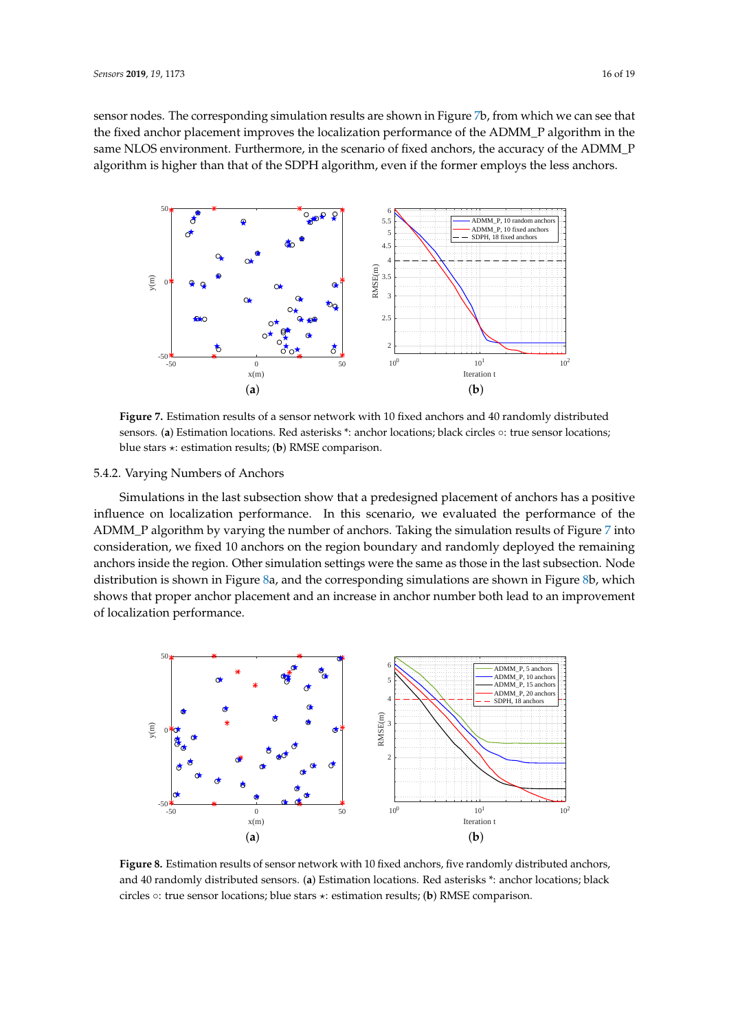sensor nodes. The corresponding simulation results are shown in Figure 7b, from which we can see that the fixed anchor placement improves the localization performance of the ADMM_P algorithm in the same NLOS environment. Furthermore, in the scenario of fixed anchors, the accuracy of the ADMM_P algorithm is higher than that of the SDPH algorithm, even if the former employs the less anchors.

**Figure 7.** Estimation results of a sensor network with 10 fixed anchors and 40 randomly distributed sensors. (**a**) Estimation locations. Red asterisks *: anchor locations; black circles ○: true sensor locations; blue stars ⋆: estimation results; (**b**) RMSE comparison.

### 5.4.2. Varying Numbers of Anchors

Simulations in the last subsection show that a predesigned placement of anchors has a positive influence on localization performance. In this scenario, we evaluated the performance of the ADMM_P algorithm by varying the number of anchors. Taking the simulation results of Figure 7 into consideration, we fixed 10 anchors on the region boundary and randomly deployed the remaining anchors inside the region. Other simulation settings were the same as those in the last subsection. Node distribution is shown in Figure 8a, and the corresponding simulations are shown in Figure 8b, which shows that proper anchor placement and an increase in anchor number both lead to an improvement of localization performance.

**Figure 8.** Estimation results of sensor network with 10 fixed anchors, five randomly distributed anchors, and 40 randomly distributed sensors. (**a**) Estimation locations. Red asterisks *: anchor locations; black circles ○: true sensor locations; blue stars ⋆: estimation results; (**b**) RMSE comparison.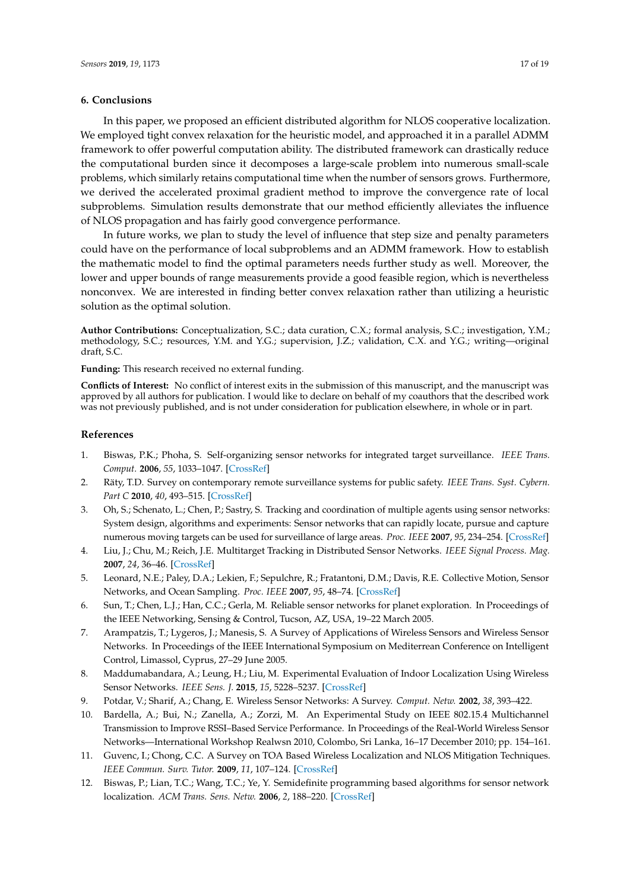## 6. Conclusions

In this paper, we proposed an efficient distributed algorithm for NLOS cooperative localization. We employed tight convex relaxation for the heuristic model, and approached it in a parallel ADMM framework to offer powerful computation ability. The distributed framework can drastically reduce the computational burden since it decomposes a large-scale problem into numerous small-scale problems, which similarly retains computational time when the number of sensors grows. Furthermore, we derived the accelerated proximal gradient method to improve the convergence rate of local subproblems. Simulation results demonstrate that our method efficiently alleviates the influence of NLOS propagation and has fairly good convergence performance.

In future works, we plan to study the level of influence that step size and penalty parameters could have on the performance of local subproblems and an ADMM framework. How to establish the mathematic model to find the optimal parameters needs further study as well. Moreover, the lower and upper bounds of range measurements provide a good feasible region, which is nevertheless nonconvex. We are interested in finding better convex relaxation rather than utilizing a heuristic solution as the optimal solution.

**Author Contributions:** Conceptualization, S.C.; data curation, C.X.; formal analysis, S.C.; investigation, Y.M.; methodology, S.C.; resources, Y.M. and Y.G.; supervision, J.Z.; validation, C.X. and Y.G.; writing—original draft, S.C.

**Funding:** This research received no external funding.

**Conflicts of Interest:** No conflict of interest exits in the submission of this manuscript, and the manuscript was approved by all authors for publication. I would like to declare on behalf of my coauthors that the described work was not previously published, and is not under consideration for publication elsewhere, in whole or in part.

## References

1. Biswas, P.K.; Phoha, S. Self-organizing sensor networks for integrated target surveillance. *IEEE Trans. Comput.* **2006**, *55*, 1033–1047. [CrossRef]
2. Räty, T.D. Survey on contemporary remote surveillance systems for public safety. *IEEE Trans. Syst. Cybern. Part C* **2010**, *40*, 493–515. [CrossRef]
3. Oh, S.; Schenato, L.; Chen, P.; Sastry, S. Tracking and coordination of multiple agents using sensor networks: System design, algorithms and experiments: Sensor networks that can rapidly locate, pursue and capture numerous moving targets can be used for surveillance of large areas. *Proc. IEEE* **2007**, *95*, 234–254. [CrossRef]
4. Liu, J.; Chu, M.; Reich, J.E. Multitarget Tracking in Distributed Sensor Networks. *IEEE Signal Process. Mag.* **2007**, *24*, 36–46. [CrossRef]
5. Leonard, N.E.; Paley, D.A.; Lekien, F.; Sepulchre, R.; Fratantoni, D.M.; Davis, R.E. Collective Motion, Sensor Networks, and Ocean Sampling. *Proc. IEEE* **2007**, *95*, 48–74. [CrossRef]
6. Sun, T.; Chen, L.J.; Han, C.C.; Gerla, M. Reliable sensor networks for planet exploration. In Proceedings of the IEEE Networking, Sensing & Control, Tucson, AZ, USA, 19–22 March 2005.
7. Arampatzis, T.; Lygeros, J.; Manesis, S. A Survey of Applications of Wireless Sensors and Wireless Sensor Networks. In Proceedings of the IEEE International Symposium on Mediterrean Conference on Intelligent Control, Limassol, Cyprus, 27–29 June 2005.
8. Maddumabandara, A.; Leung, H.; Liu, M. Experimental Evaluation of Indoor Localization Using Wireless Sensor Networks. *IEEE Sens. J.* **2015**, *15*, 5228–5237. [CrossRef]
9. Potdar, V.; Sharif, A.; Chang, E. Wireless Sensor Networks: A Survey. *Comput. Netw.* **2002**, *38*, 393–422.
10. Bardella, A.; Bui, N.; Zanella, A.; Zorzi, M. An Experimental Study on IEEE 802.15.4 Multichannel Transmission to Improve RSSI–Based Service Performance. In Proceedings of the Real-World Wireless Sensor Networks—International Workshop Realwsn 2010, Colombo, Sri Lanka, 16–17 December 2010; pp. 154–161.
11. Guvenc, I.; Chong, C.C. A Survey on TOA Based Wireless Localization and NLOS Mitigation Techniques. *IEEE Commun. Surv. Tutor.* **2009**, *11*, 107–124. [CrossRef]
12. Biswas, P.; Lian, T.C.; Wang, T.C.; Ye, Y. Semidefinite programming based algorithms for sensor network localization. *ACM Trans. Sens. Netw.* **2006**, *2*, 188–220. [CrossRef]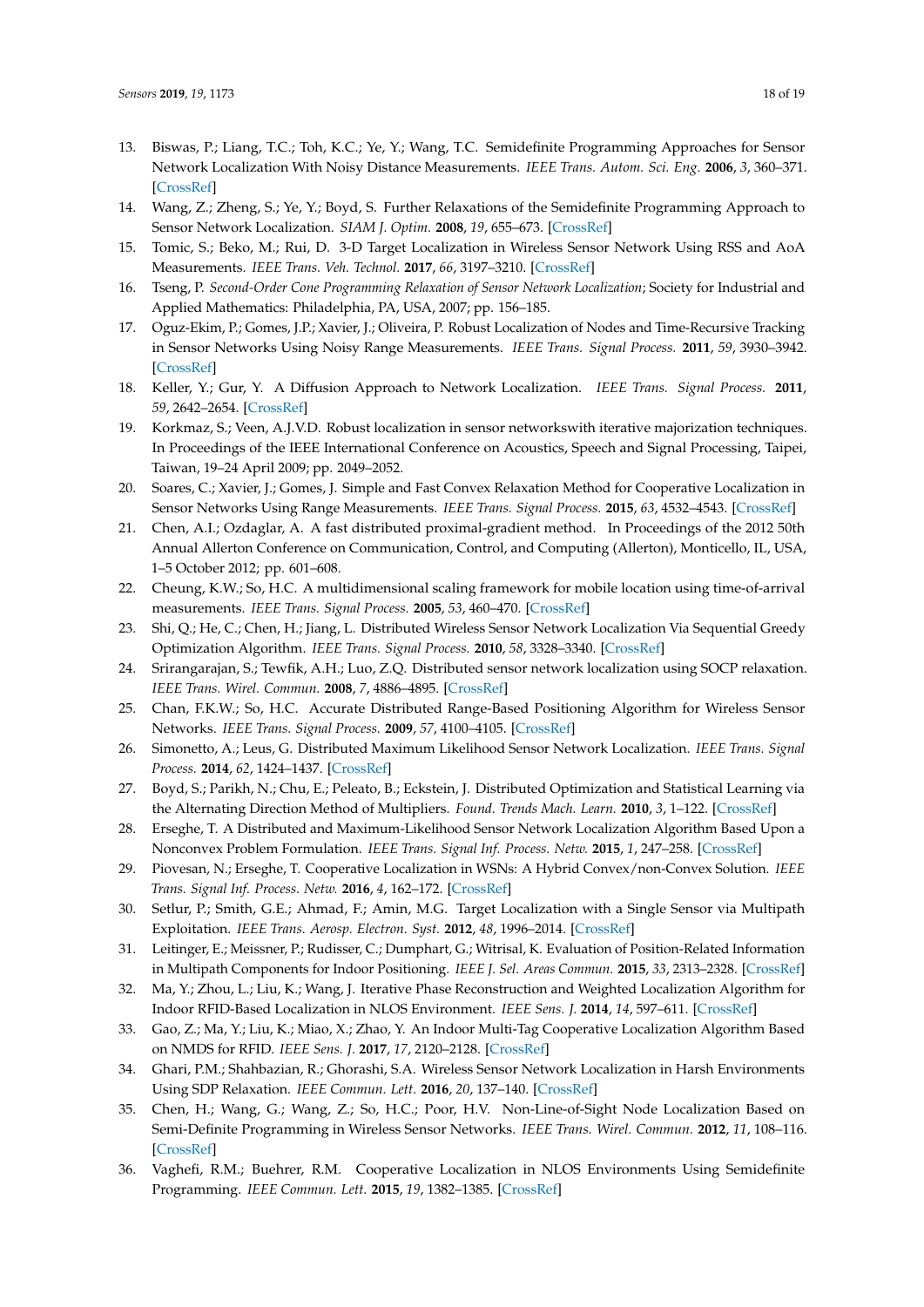13. Biswas, P.; Liang, T.C.; Toh, K.C.; Ye, Y.; Wang, T.C. Semidefinite Programming Approaches for Sensor Network Localization With Noisy Distance Measurements. *IEEE Trans. Autom. Sci. Eng.* **2006**, *3*, 360–371. [CrossRef]
14. Wang, Z.; Zheng, S.; Ye, Y.; Boyd, S. Further Relaxations of the Semidefinite Programming Approach to Sensor Network Localization. *SIAM J. Optim.* **2008**, *19*, 655–673. [CrossRef]
15. Tomic, S.; Beko, M.; Rui, D. 3-D Target Localization in Wireless Sensor Network Using RSS and AoA Measurements. *IEEE Trans. Veh. Technol.* **2017**, *66*, 3197–3210. [CrossRef]
16. Tseng, P. *Second-Order Cone Programming Relaxation of Sensor Network Localization*; Society for Industrial and Applied Mathematics: Philadelphia, PA, USA, 2007; pp. 156–185.
17. Oguz-Ekim, P.; Gomes, J.P.; Xavier, J.; Oliveira, P. Robust Localization of Nodes and Time-Recursive Tracking in Sensor Networks Using Noisy Range Measurements. *IEEE Trans. Signal Process.* **2011**, *59*, 3930–3942. [CrossRef]
18. Keller, Y.; Gur, Y. A Diffusion Approach to Network Localization. *IEEE Trans. Signal Process.* **2011**, *59*, 2642–2654. [CrossRef]
19. Korkmaz, S.; Veen, A.J.V.D. Robust localization in sensor networkswith iterative majorization techniques. In Proceedings of the IEEE International Conference on Acoustics, Speech and Signal Processing, Taipei, Taiwan, 19–24 April 2009; pp. 2049–2052.
20. Soares, C.; Xavier, J.; Gomes, J. Simple and Fast Convex Relaxation Method for Cooperative Localization in Sensor Networks Using Range Measurements. *IEEE Trans. Signal Process.* **2015**, *63*, 4532–4543. [CrossRef]
21. Chen, A.I.; Ozdaglar, A. A fast distributed proximal-gradient method. In Proceedings of the 2012 50th Annual Allerton Conference on Communication, Control, and Computing (Allerton), Monticello, IL, USA, 1–5 October 2012; pp. 601–608.
22. Cheung, K.W.; So, H.C. A multidimensional scaling framework for mobile location using time-of-arrival measurements. *IEEE Trans. Signal Process.* **2005**, *53*, 460–470. [CrossRef]
23. Shi, Q.; He, C.; Chen, H.; Jiang, L. Distributed Wireless Sensor Network Localization Via Sequential Greedy Optimization Algorithm. *IEEE Trans. Signal Process.* **2010**, *58*, 3328–3340. [CrossRef]
24. Srirangarajan, S.; Tewfik, A.H.; Luo, Z.Q. Distributed sensor network localization using SOCP relaxation. *IEEE Trans. Wirel. Commun.* **2008**, *7*, 4886–4895. [CrossRef]
25. Chan, F.K.W.; So, H.C. Accurate Distributed Range-Based Positioning Algorithm for Wireless Sensor Networks. *IEEE Trans. Signal Process.* **2009**, *57*, 4100–4105. [CrossRef]
26. Simonetto, A.; Leus, G. Distributed Maximum Likelihood Sensor Network Localization. *IEEE Trans. Signal Process.* **2014**, *62*, 1424–1437. [CrossRef]
27. Boyd, S.; Parikh, N.; Chu, E.; Peleato, B.; Eckstein, J. Distributed Optimization and Statistical Learning via the Alternating Direction Method of Multipliers. *Found. Trends Mach. Learn.* **2010**, *3*, 1–122. [CrossRef]
28. Erseghe, T. A Distributed and Maximum-Likelihood Sensor Network Localization Algorithm Based Upon a Nonconvex Problem Formulation. *IEEE Trans. Signal Inf. Process. Netw.* **2015**, *1*, 247–258. [CrossRef]
29. Piovesan, N.; Erseghe, T. Cooperative Localization in WSNs: A Hybrid Convex/non-Convex Solution. *IEEE Trans. Signal Inf. Process. Netw.* **2016**, *4*, 162–172. [CrossRef]
30. Setlur, P.; Smith, G.E.; Ahmad, F.; Amin, M.G. Target Localization with a Single Sensor via Multipath Exploitation. *IEEE Trans. Aerosp. Electron. Syst.* **2012**, *48*, 1996–2014. [CrossRef]
31. Leitinger, E.; Meissner, P.; Rudisser, C.; Dumphart, G.; Witrisal, K. Evaluation of Position-Related Information in Multipath Components for Indoor Positioning. *IEEE J. Sel. Areas Commun.* **2015**, *33*, 2313–2328. [CrossRef]
32. Ma, Y.; Zhou, L.; Liu, K.; Wang, J. Iterative Phase Reconstruction and Weighted Localization Algorithm for Indoor RFID-Based Localization in NLOS Environment. *IEEE Sens. J.* **2014**, *14*, 597–611. [CrossRef]
33. Gao, Z.; Ma, Y.; Liu, K.; Miao, X.; Zhao, Y. An Indoor Multi-Tag Cooperative Localization Algorithm Based on NMDS for RFID. *IEEE Sens. J.* **2017**, *17*, 2120–2128. [CrossRef]
34. Ghari, P.M.; Shahbazian, R.; Ghorashi, S.A. Wireless Sensor Network Localization in Harsh Environments Using SDP Relaxation. *IEEE Commun. Lett.* **2016**, *20*, 137–140. [CrossRef]
35. Chen, H.; Wang, G.; Wang, Z.; So, H.C.; Poor, H.V. Non-Line-of-Sight Node Localization Based on Semi-Definite Programming in Wireless Sensor Networks. *IEEE Trans. Wirel. Commun.* **2012**, *11*, 108–116. [CrossRef]
36. Vaghefi, R.M.; Buehrer, R.M. Cooperative Localization in NLOS Environments Using Semidefinite Programming. *IEEE Commun. Lett.* **2015**, *19*, 1382–1385. [CrossRef]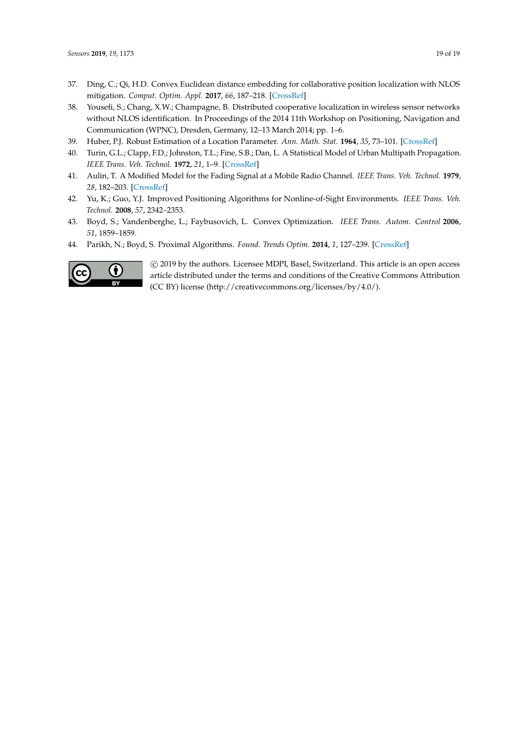37. Ding, C.; Qi, H.D. Convex Euclidean distance embedding for collaborative position localization with NLOS mitigation. *Comput. Optim. Appl.* **2017**, *66*, 187–218. [CrossRef]
38. Yousefi, S.; Chang, X.W.; Champagne, B. Distributed cooperative localization in wireless sensor networks without NLOS identification. In Proceedings of the 2014 11th Workshop on Positioning, Navigation and Communication (WPNC), Dresden, Germany, 12–13 March 2014; pp. 1–6.
39. Huber, P.J. Robust Estimation of a Location Parameter. *Ann. Math. Stat.* **1964**, *35*, 73–101. [CrossRef]
40. Turin, G.L.; Clapp, F.D.; Johnston, T.L.; Fine, S.B.; Dan, L. A Statistical Model of Urban Multipath Propagation. *IEEE Trans. Veh. Technol.* **1972**, *21*, 1–9. [CrossRef]
41. Aulin, T. A Modified Model for the Fading Signal at a Mobile Radio Channel. *IEEE Trans. Veh. Technol.* **1979**, *28*, 182–203. [CrossRef]
42. Yu, K.; Guo, Y.J. Improved Positioning Algorithms for Nonline-of-Sight Environments. *IEEE Trans. Veh. Technol.* **2008**, *57*, 2342–2353.
43. Boyd, S.; Vandenberghe, L.; Faybusovich, L. Convex Optimization. *IEEE Trans. Autom. Control* **2006**, *51*, 1859–1859.
44. Parikh, N.; Boyd, S. Proximal Algorithms. *Found. Trends Optim.* **2014**, *1*, 127–239. [CrossRef]

© 2019 by the authors. Licensee MDPI, Basel, Switzerland. This article is an open access article distributed under the terms and conditions of the Creative Commons Attribution (CC BY) license (http://creativecommons.org/licenses/by/4.0/).